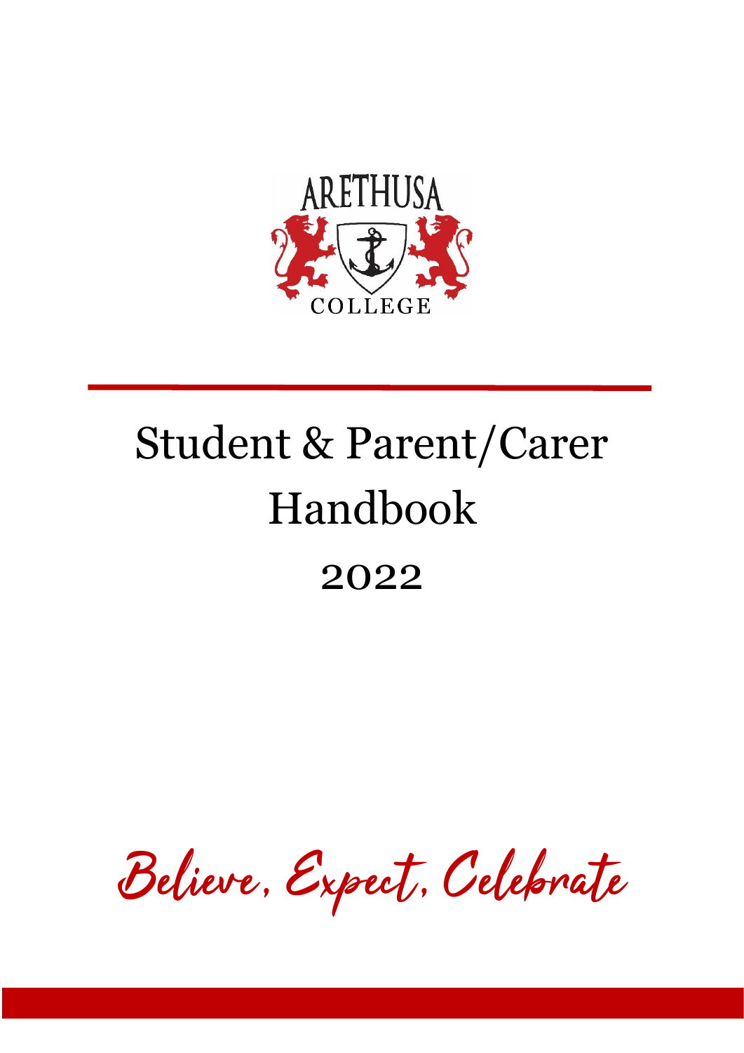ARETHUSA

COLLEGE

# Student & Parent/Carer Handbook

## 2022

*Believe, Expect, Celebrate*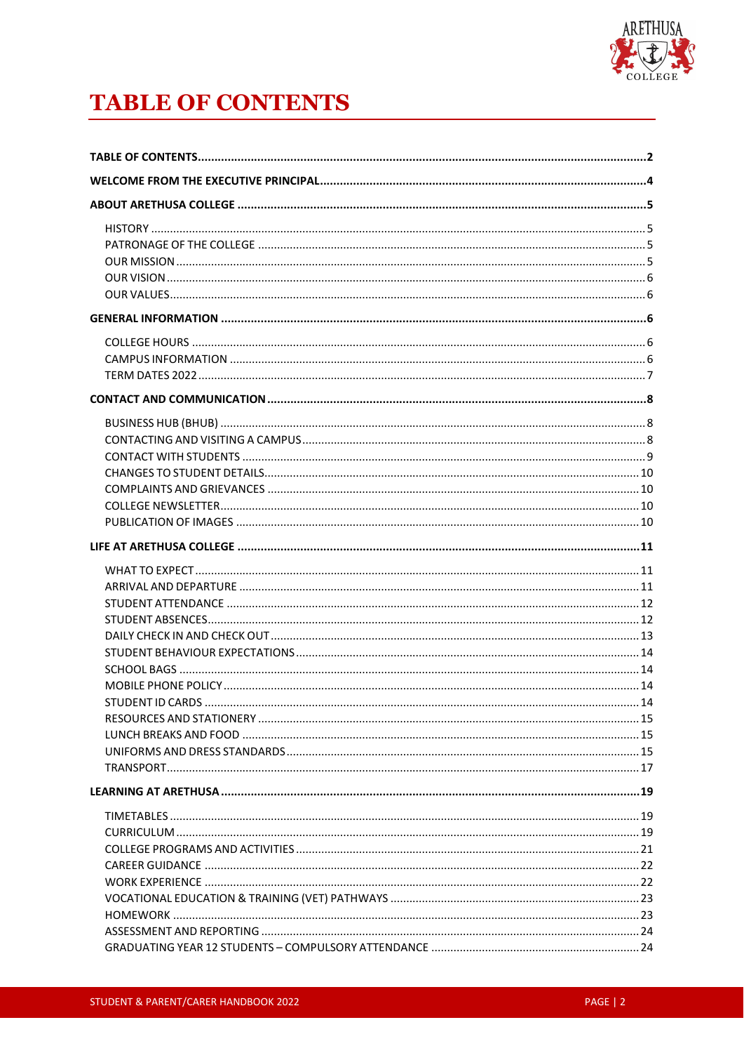# TABLE OF CONTENTS

**TABLE OF CONTENTS** ..... **2**

**WELCOME FROM THE EXECUTIVE PRINCIPAL** ..... **4**

**ABOUT ARETHUSA COLLEGE** ..... **5**

- HISTORY ..... 5
- PATRONAGE OF THE COLLEGE ..... 5
- OUR MISSION ..... 5
- OUR VISION ..... 6
- OUR VALUES ..... 6

**GENERAL INFORMATION** ..... **6**

- COLLEGE HOURS ..... 6
- CAMPUS INFORMATION ..... 6
- TERM DATES 2022 ..... 7

**CONTACT AND COMMUNICATION** ..... **8**

- BUSINESS HUB (BHUB) ..... 8
- CONTACTING AND VISITING A CAMPUS ..... 8
- CONTACT WITH STUDENTS ..... 9
- CHANGES TO STUDENT DETAILS ..... 10
- COMPLAINTS AND GRIEVANCES ..... 10
- COLLEGE NEWSLETTER ..... 10
- PUBLICATION OF IMAGES ..... 10

**LIFE AT ARETHUSA COLLEGE** ..... **11**

- WHAT TO EXPECT ..... 11
- ARRIVAL AND DEPARTURE ..... 11
- STUDENT ATTENDANCE ..... 12
- STUDENT ABSENCES ..... 12
- DAILY CHECK IN AND CHECK OUT ..... 13
- STUDENT BEHAVIOUR EXPECTATIONS ..... 14
- SCHOOL BAGS ..... 14
- MOBILE PHONE POLICY ..... 14
- STUDENT ID CARDS ..... 14
- RESOURCES AND STATIONERY ..... 15
- LUNCH BREAKS AND FOOD ..... 15
- UNIFORMS AND DRESS STANDARDS ..... 15
- TRANSPORT ..... 17

**LEARNING AT ARETHUSA** ..... **19**

- TIMETABLES ..... 19
- CURRICULUM ..... 19
- COLLEGE PROGRAMS AND ACTIVITIES ..... 21
- CAREER GUIDANCE ..... 22
- WORK EXPERIENCE ..... 22
- VOCATIONAL EDUCATION & TRAINING (VET) PATHWAYS ..... 23
- HOMEWORK ..... 23
- ASSESSMENT AND REPORTING ..... 24
- GRADUATING YEAR 12 STUDENTS – COMPULSORY ATTENDANCE ..... 24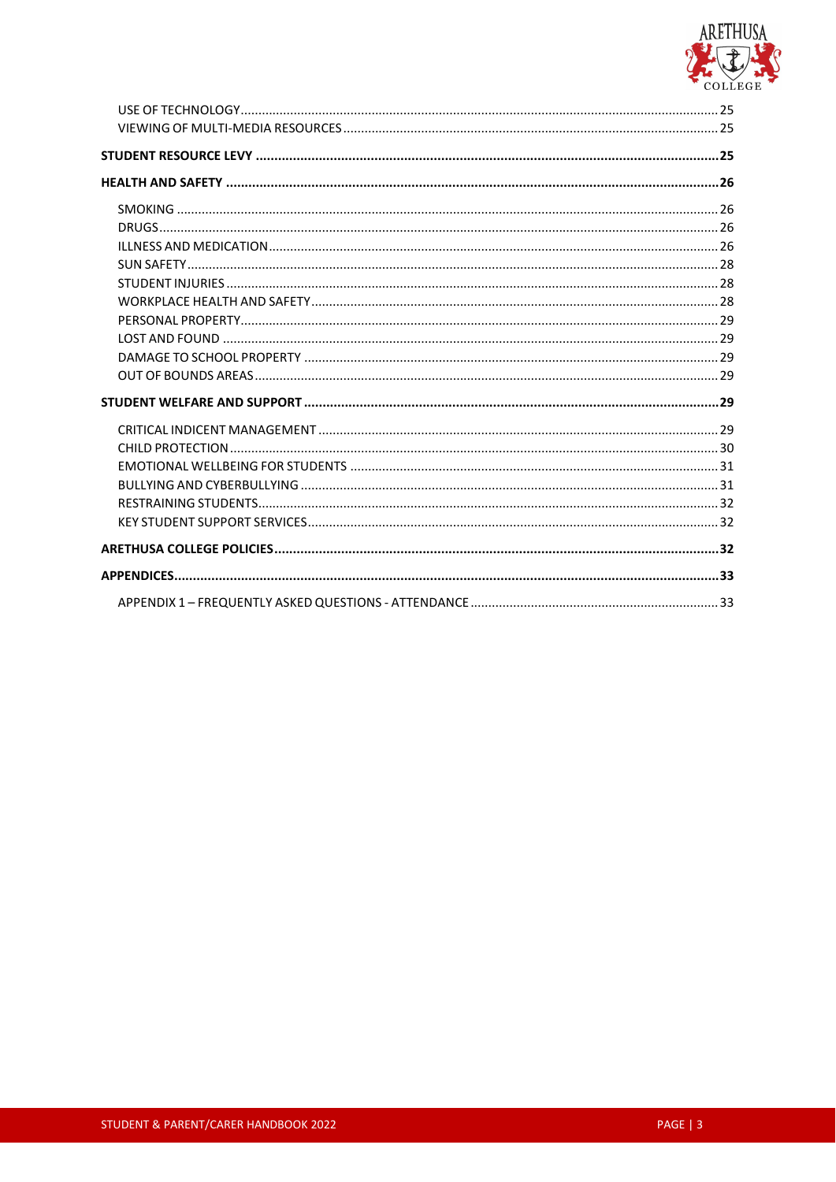USE OF TECHNOLOGY ..... 25
VIEWING OF MULTI-MEDIA RESOURCES ..... 25

**STUDENT RESOURCE LEVY ..... 25**

**HEALTH AND SAFETY ..... 26**

SMOKING ..... 26
DRUGS ..... 26
ILLNESS AND MEDICATION ..... 26
SUN SAFETY ..... 28
STUDENT INJURIES ..... 28
WORKPLACE HEALTH AND SAFETY ..... 28
PERSONAL PROPERTY ..... 29
LOST AND FOUND ..... 29
DAMAGE TO SCHOOL PROPERTY ..... 29
OUT OF BOUNDS AREAS ..... 29

**STUDENT WELFARE AND SUPPORT ..... 29**

CRITICAL INDICENT MANAGEMENT ..... 29
CHILD PROTECTION ..... 30
EMOTIONAL WELLBEING FOR STUDENTS ..... 31
BULLYING AND CYBERBULLYING ..... 31
RESTRAINING STUDENTS ..... 32
KEY STUDENT SUPPORT SERVICES ..... 32

**ARETHUSA COLLEGE POLICIES ..... 32**

**APPENDICES ..... 33**

APPENDIX 1 – FREQUENTLY ASKED QUESTIONS - ATTENDANCE ..... 33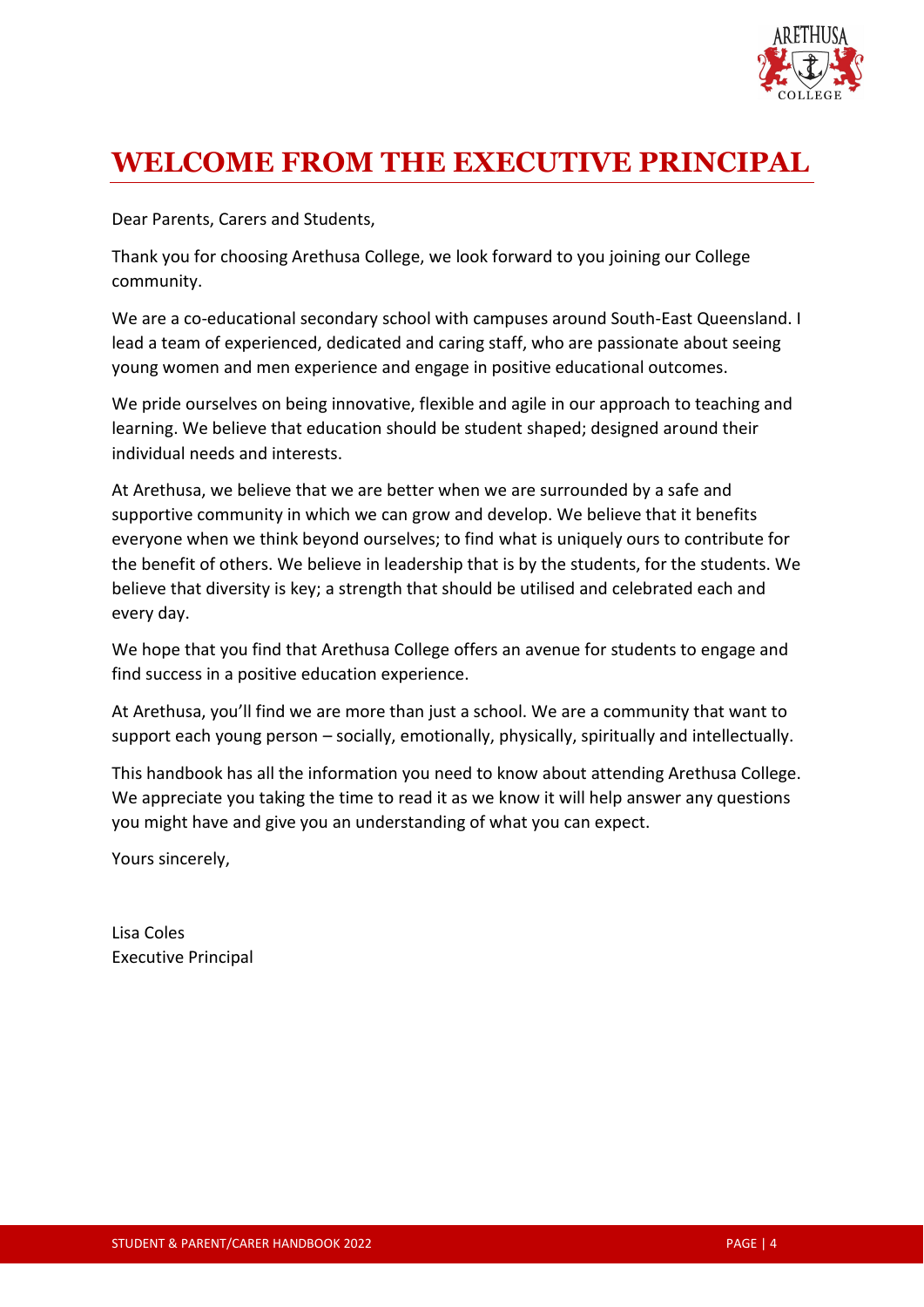# WELCOME FROM THE EXECUTIVE PRINCIPAL

Dear Parents, Carers and Students,

Thank you for choosing Arethusa College, we look forward to you joining our College community.

We are a co-educational secondary school with campuses around South-East Queensland. I lead a team of experienced, dedicated and caring staff, who are passionate about seeing young women and men experience and engage in positive educational outcomes.

We pride ourselves on being innovative, flexible and agile in our approach to teaching and learning. We believe that education should be student shaped; designed around their individual needs and interests.

At Arethusa, we believe that we are better when we are surrounded by a safe and supportive community in which we can grow and develop. We believe that it benefits everyone when we think beyond ourselves; to find what is uniquely ours to contribute for the benefit of others. We believe in leadership that is by the students, for the students. We believe that diversity is key; a strength that should be utilised and celebrated each and every day.

We hope that you find that Arethusa College offers an avenue for students to engage and find success in a positive education experience.

At Arethusa, you'll find we are more than just a school. We are a community that want to support each young person – socially, emotionally, physically, spiritually and intellectually.

This handbook has all the information you need to know about attending Arethusa College. We appreciate you taking the time to read it as we know it will help answer any questions you might have and give you an understanding of what you can expect.

Yours sincerely,

Lisa Coles
Executive Principal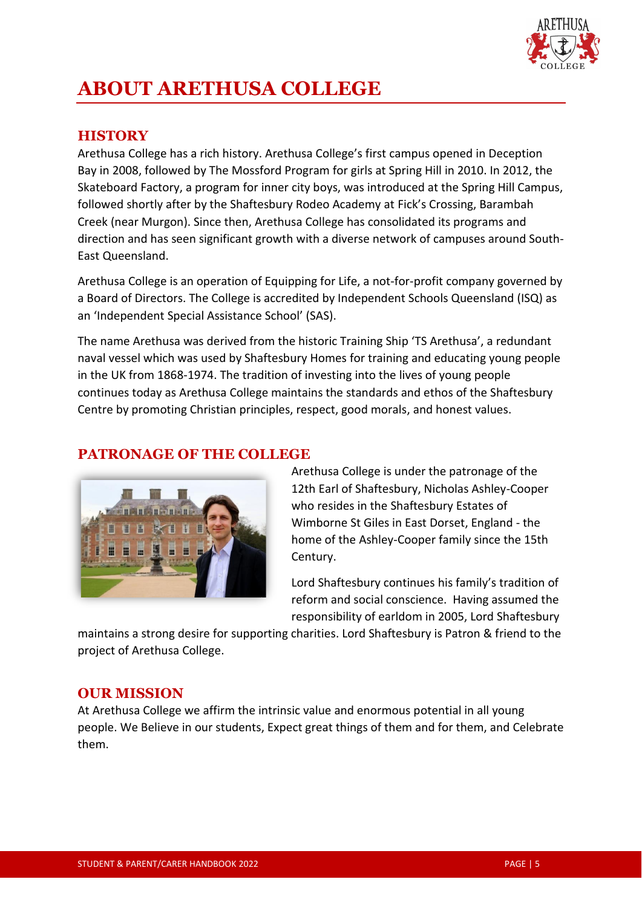# ABOUT ARETHUSA COLLEGE

## HISTORY

Arethusa College has a rich history. Arethusa College's first campus opened in Deception Bay in 2008, followed by The Mossford Program for girls at Spring Hill in 2010. In 2012, the Skateboard Factory, a program for inner city boys, was introduced at the Spring Hill Campus, followed shortly after by the Shaftesbury Rodeo Academy at Fick's Crossing, Barambah Creek (near Murgon). Since then, Arethusa College has consolidated its programs and direction and has seen significant growth with a diverse network of campuses around South-East Queensland.

Arethusa College is an operation of Equipping for Life, a not-for-profit company governed by a Board of Directors. The College is accredited by Independent Schools Queensland (ISQ) as an 'Independent Special Assistance School' (SAS).

The name Arethusa was derived from the historic Training Ship 'TS Arethusa', a redundant naval vessel which was used by Shaftesbury Homes for training and educating young people in the UK from 1868-1974. The tradition of investing into the lives of young people continues today as Arethusa College maintains the standards and ethos of the Shaftesbury Centre by promoting Christian principles, respect, good morals, and honest values.

## PATRONAGE OF THE COLLEGE

Arethusa College is under the patronage of the 12th Earl of Shaftesbury, Nicholas Ashley-Cooper who resides in the Shaftesbury Estates of Wimborne St Giles in East Dorset, England - the home of the Ashley-Cooper family since the 15th Century.

Lord Shaftesbury continues his family's tradition of reform and social conscience. Having assumed the responsibility of earldom in 2005, Lord Shaftesbury maintains a strong desire for supporting charities. Lord Shaftesbury is Patron & friend to the project of Arethusa College.

## OUR MISSION

At Arethusa College we affirm the intrinsic value and enormous potential in all young people. We Believe in our students, Expect great things of them and for them, and Celebrate them.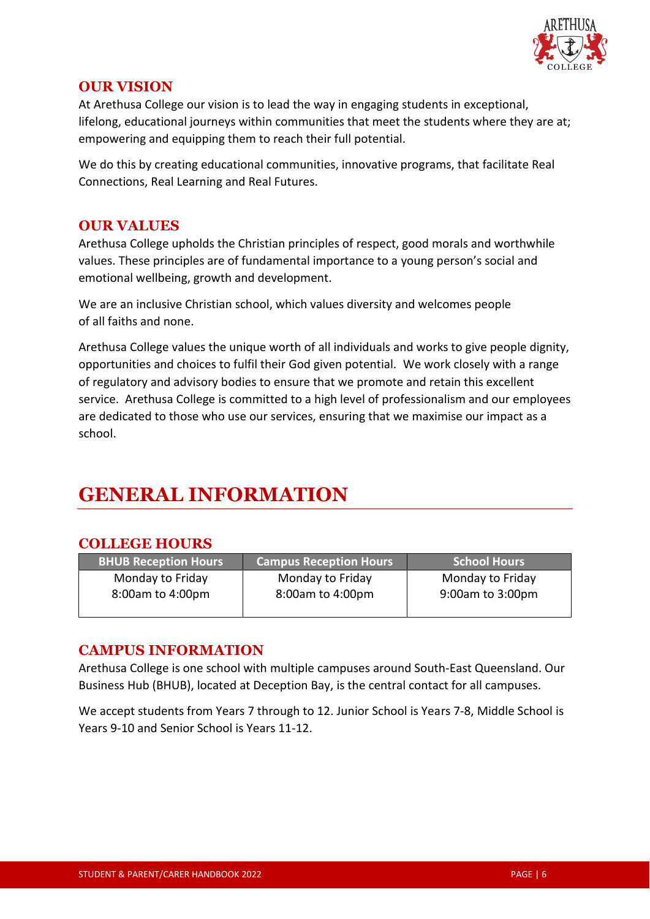## OUR VISION

At Arethusa College our vision is to lead the way in engaging students in exceptional, lifelong, educational journeys within communities that meet the students where they are at; empowering and equipping them to reach their full potential.

We do this by creating educational communities, innovative programs, that facilitate Real Connections, Real Learning and Real Futures.

## OUR VALUES

Arethusa College upholds the Christian principles of respect, good morals and worthwhile values. These principles are of fundamental importance to a young person's social and emotional wellbeing, growth and development.

We are an inclusive Christian school, which values diversity and welcomes people of all faiths and none.

Arethusa College values the unique worth of all individuals and works to give people dignity, opportunities and choices to fulfil their God given potential. We work closely with a range of regulatory and advisory bodies to ensure that we promote and retain this excellent service. Arethusa College is committed to a high level of professionalism and our employees are dedicated to those who use our services, ensuring that we maximise our impact as a school.

# GENERAL INFORMATION

## COLLEGE HOURS

| BHUB Reception Hours | Campus Reception Hours | School Hours |
|---|---|---|
| Monday to Friday<br>8:00am to 4:00pm | Monday to Friday<br>8:00am to 4:00pm | Monday to Friday<br>9:00am to 3:00pm |

## CAMPUS INFORMATION

Arethusa College is one school with multiple campuses around South-East Queensland. Our Business Hub (BHUB), located at Deception Bay, is the central contact for all campuses.

We accept students from Years 7 through to 12. Junior School is Years 7-8, Middle School is Years 9-10 and Senior School is Years 11-12.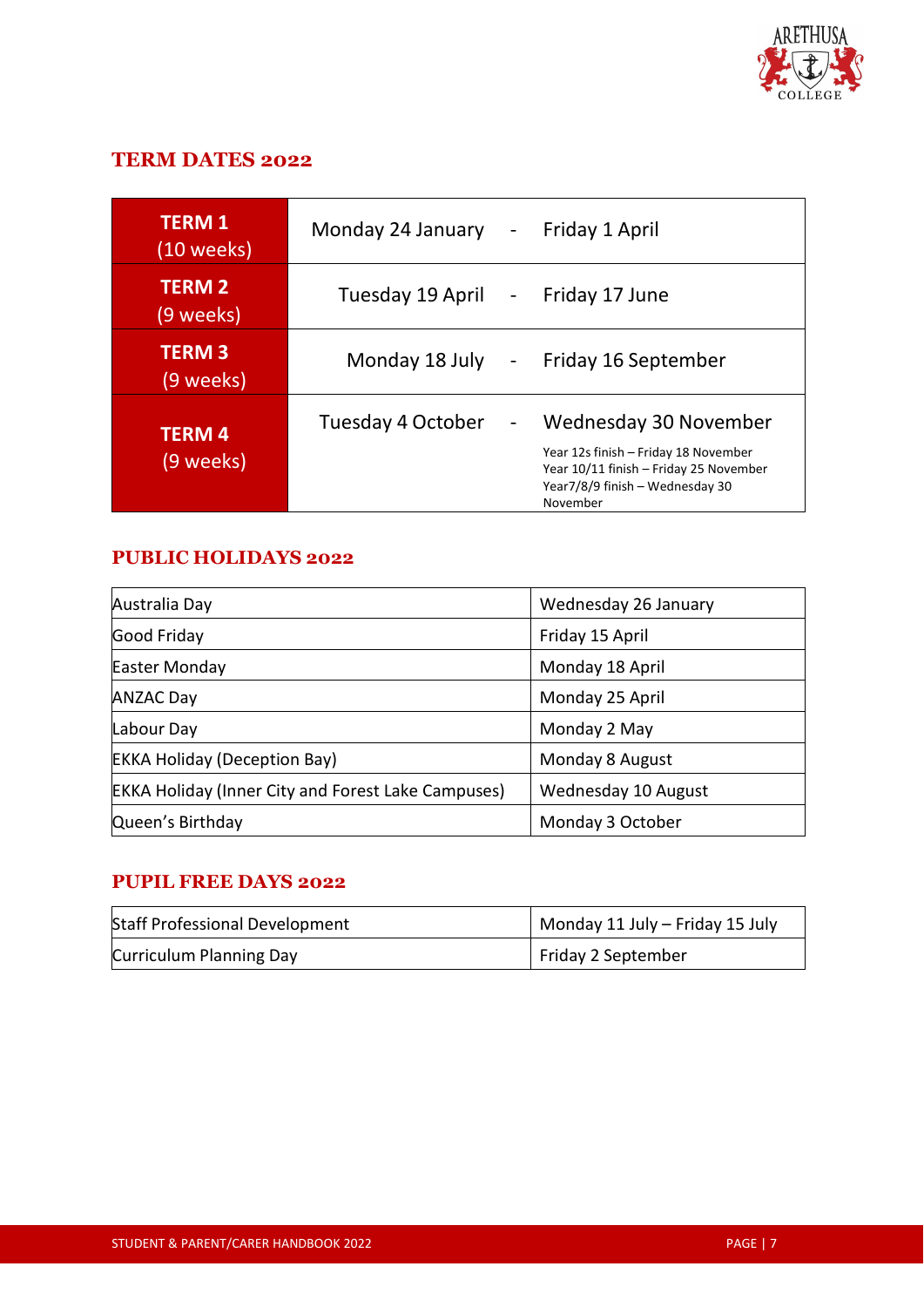## TERM DATES 2022

| Term | Start | | End |
|---|---|---|---|
| **TERM 1** (10 weeks) | Monday 24 January | - | Friday 1 April |
| **TERM 2** (9 weeks) | Tuesday 19 April | - | Friday 17 June |
| **TERM 3** (9 weeks) | Monday 18 July | - | Friday 16 September |
| **TERM 4** (9 weeks) | Tuesday 4 October | - | Wednesday 30 November<br>Year 12s finish – Friday 18 November<br>Year 10/11 finish – Friday 25 November<br>Year7/8/9 finish – Wednesday 30 November |

## PUBLIC HOLIDAYS 2022

| Holiday | Date |
|---|---|
| Australia Day | Wednesday 26 January |
| Good Friday | Friday 15 April |
| Easter Monday | Monday 18 April |
| ANZAC Day | Monday 25 April |
| Labour Day | Monday 2 May |
| EKKA Holiday (Deception Bay) | Monday 8 August |
| EKKA Holiday (Inner City and Forest Lake Campuses) | Wednesday 10 August |
| Queen's Birthday | Monday 3 October |

## PUPIL FREE DAYS 2022

| Event | Date |
|---|---|
| Staff Professional Development | Monday 11 July – Friday 15 July |
| Curriculum Planning Day | Friday 2 September |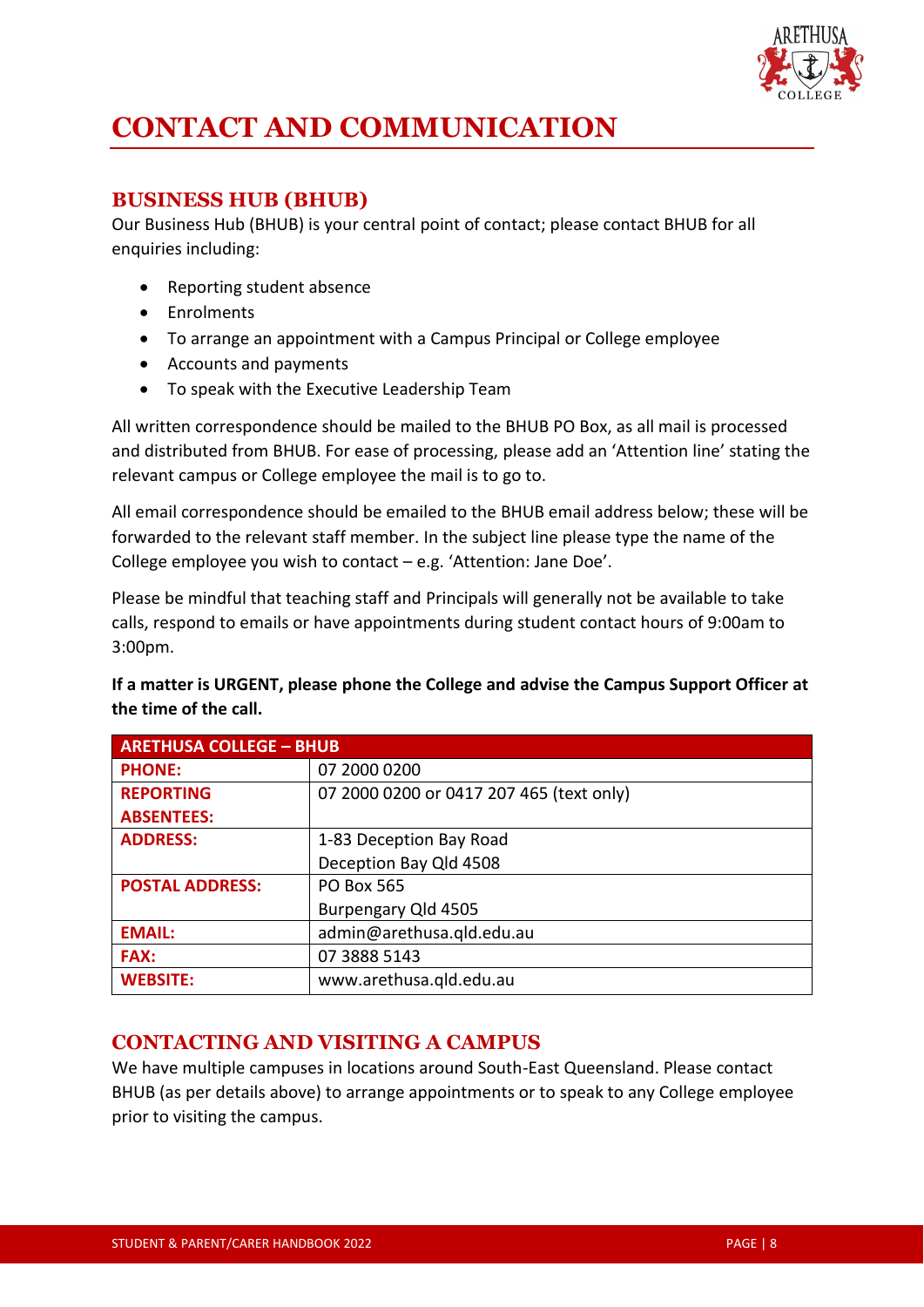# CONTACT AND COMMUNICATION

## BUSINESS HUB (BHUB)

Our Business Hub (BHUB) is your central point of contact; please contact BHUB for all enquiries including:

- Reporting student absence
- Enrolments
- To arrange an appointment with a Campus Principal or College employee
- Accounts and payments
- To speak with the Executive Leadership Team

All written correspondence should be mailed to the BHUB PO Box, as all mail is processed and distributed from BHUB. For ease of processing, please add an 'Attention line' stating the relevant campus or College employee the mail is to go to.

All email correspondence should be emailed to the BHUB email address below; these will be forwarded to the relevant staff member. In the subject line please type the name of the College employee you wish to contact – e.g. 'Attention: Jane Doe'.

Please be mindful that teaching staff and Principals will generally not be available to take calls, respond to emails or have appointments during student contact hours of 9:00am to 3:00pm.

**If a matter is URGENT, please phone the College and advise the Campus Support Officer at the time of the call.**

| ARETHUSA COLLEGE – BHUB | |
|---|---|
| **PHONE:** | 07 2000 0200 |
| **REPORTING ABSENTEES:** | 07 2000 0200 or 0417 207 465 (text only) |
| **ADDRESS:** | 1-83 Deception Bay Road<br>Deception Bay Qld 4508 |
| **POSTAL ADDRESS:** | PO Box 565<br>Burpengary Qld 4505 |
| **EMAIL:** | admin@arethusa.qld.edu.au |
| **FAX:** | 07 3888 5143 |
| **WEBSITE:** | www.arethusa.qld.edu.au |

## CONTACTING AND VISITING A CAMPUS

We have multiple campuses in locations around South-East Queensland. Please contact BHUB (as per details above) to arrange appointments or to speak to any College employee prior to visiting the campus.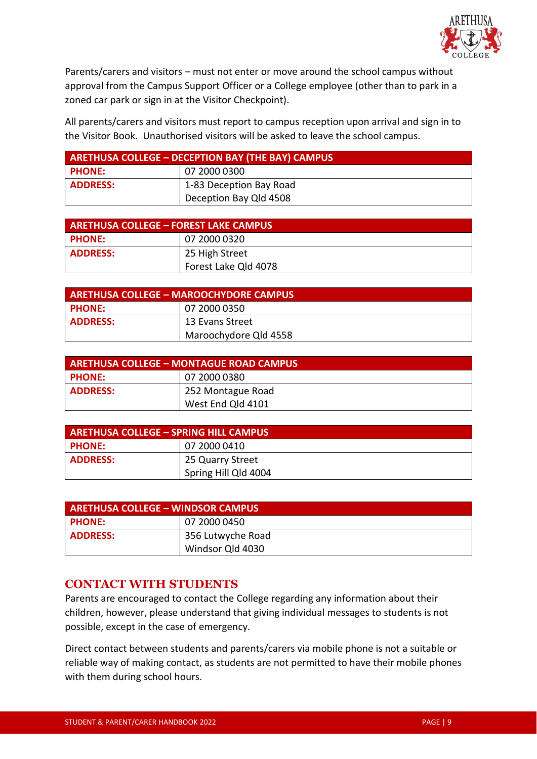Parents/carers and visitors – must not enter or move around the school campus without approval from the Campus Support Officer or a College employee (other than to park in a zoned car park or sign in at the Visitor Checkpoint).

All parents/carers and visitors must report to campus reception upon arrival and sign in to the Visitor Book. Unauthorised visitors will be asked to leave the school campus.

| ARETHUSA COLLEGE – DECEPTION BAY (THE BAY) CAMPUS | |
|---|---|
| **PHONE:** | 07 2000 0300 |
| **ADDRESS:** | 1-83 Deception Bay Road<br>Deception Bay Qld 4508 |

| ARETHUSA COLLEGE – FOREST LAKE CAMPUS | |
|---|---|
| **PHONE:** | 07 2000 0320 |
| **ADDRESS:** | 25 High Street<br>Forest Lake Qld 4078 |

| ARETHUSA COLLEGE – MAROOCHYDORE CAMPUS | |
|---|---|
| **PHONE:** | 07 2000 0350 |
| **ADDRESS:** | 13 Evans Street<br>Maroochydore Qld 4558 |

| ARETHUSA COLLEGE – MONTAGUE ROAD CAMPUS | |
|---|---|
| **PHONE:** | 07 2000 0380 |
| **ADDRESS:** | 252 Montague Road<br>West End Qld 4101 |

| ARETHUSA COLLEGE – SPRING HILL CAMPUS | |
|---|---|
| **PHONE:** | 07 2000 0410 |
| **ADDRESS:** | 25 Quarry Street<br>Spring Hill Qld 4004 |

| ARETHUSA COLLEGE – WINDSOR CAMPUS | |
|---|---|
| **PHONE:** | 07 2000 0450 |
| **ADDRESS:** | 356 Lutwyche Road<br>Windsor Qld 4030 |

## CONTACT WITH STUDENTS

Parents are encouraged to contact the College regarding any information about their children, however, please understand that giving individual messages to students is not possible, except in the case of emergency.

Direct contact between students and parents/carers via mobile phone is not a suitable or reliable way of making contact, as students are not permitted to have their mobile phones with them during school hours.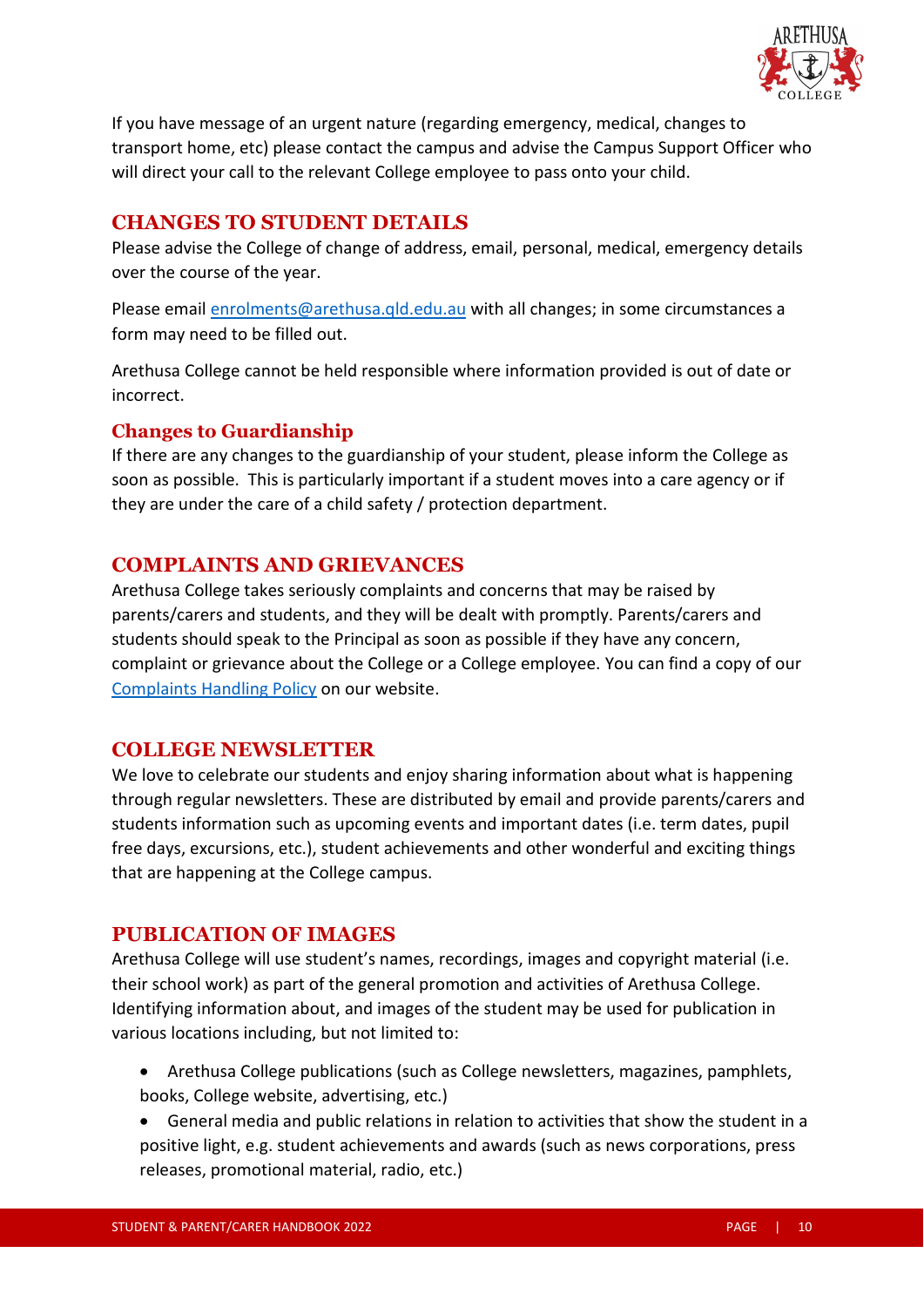If you have message of an urgent nature (regarding emergency, medical, changes to transport home, etc) please contact the campus and advise the Campus Support Officer who will direct your call to the relevant College employee to pass onto your child.

## CHANGES TO STUDENT DETAILS

Please advise the College of change of address, email, personal, medical, emergency details over the course of the year.

Please email [enrolments@arethusa.qld.edu.au](mailto:enrolments@arethusa.qld.edu.au) with all changes; in some circumstances a form may need to be filled out.

Arethusa College cannot be held responsible where information provided is out of date or incorrect.

### Changes to Guardianship

If there are any changes to the guardianship of your student, please inform the College as soon as possible. This is particularly important if a student moves into a care agency or if they are under the care of a child safety / protection department.

## COMPLAINTS AND GRIEVANCES

Arethusa College takes seriously complaints and concerns that may be raised by parents/carers and students, and they will be dealt with promptly. Parents/carers and students should speak to the Principal as soon as possible if they have any concern, complaint or grievance about the College or a College employee. You can find a copy of our Complaints Handling Policy on our website.

## COLLEGE NEWSLETTER

We love to celebrate our students and enjoy sharing information about what is happening through regular newsletters. These are distributed by email and provide parents/carers and students information such as upcoming events and important dates (i.e. term dates, pupil free days, excursions, etc.), student achievements and other wonderful and exciting things that are happening at the College campus.

## PUBLICATION OF IMAGES

Arethusa College will use student's names, recordings, images and copyright material (i.e. their school work) as part of the general promotion and activities of Arethusa College. Identifying information about, and images of the student may be used for publication in various locations including, but not limited to:

- Arethusa College publications (such as College newsletters, magazines, pamphlets, books, College website, advertising, etc.)
- General media and public relations in relation to activities that show the student in a positive light, e.g. student achievements and awards (such as news corporations, press releases, promotional material, radio, etc.)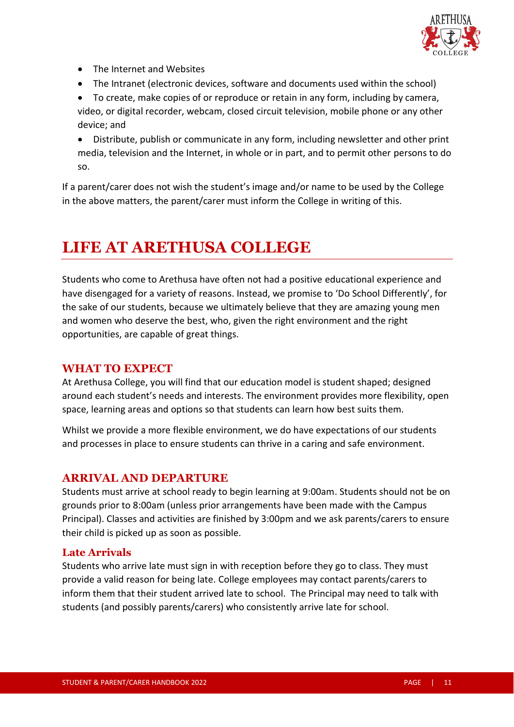- The Internet and Websites
- The Intranet (electronic devices, software and documents used within the school)
- To create, make copies of or reproduce or retain in any form, including by camera, video, or digital recorder, webcam, closed circuit television, mobile phone or any other device; and
- Distribute, publish or communicate in any form, including newsletter and other print media, television and the Internet, in whole or in part, and to permit other persons to do so.

If a parent/carer does not wish the student's image and/or name to be used by the College in the above matters, the parent/carer must inform the College in writing of this.

# LIFE AT ARETHUSA COLLEGE

Students who come to Arethusa have often not had a positive educational experience and have disengaged for a variety of reasons. Instead, we promise to 'Do School Differently', for the sake of our students, because we ultimately believe that they are amazing young men and women who deserve the best, who, given the right environment and the right opportunities, are capable of great things.

## WHAT TO EXPECT

At Arethusa College, you will find that our education model is student shaped; designed around each student's needs and interests. The environment provides more flexibility, open space, learning areas and options so that students can learn how best suits them.

Whilst we provide a more flexible environment, we do have expectations of our students and processes in place to ensure students can thrive in a caring and safe environment.

## ARRIVAL AND DEPARTURE

Students must arrive at school ready to begin learning at 9:00am. Students should not be on grounds prior to 8:00am (unless prior arrangements have been made with the Campus Principal). Classes and activities are finished by 3:00pm and we ask parents/carers to ensure their child is picked up as soon as possible.

### Late Arrivals

Students who arrive late must sign in with reception before they go to class. They must provide a valid reason for being late. College employees may contact parents/carers to inform them that their student arrived late to school. The Principal may need to talk with students (and possibly parents/carers) who consistently arrive late for school.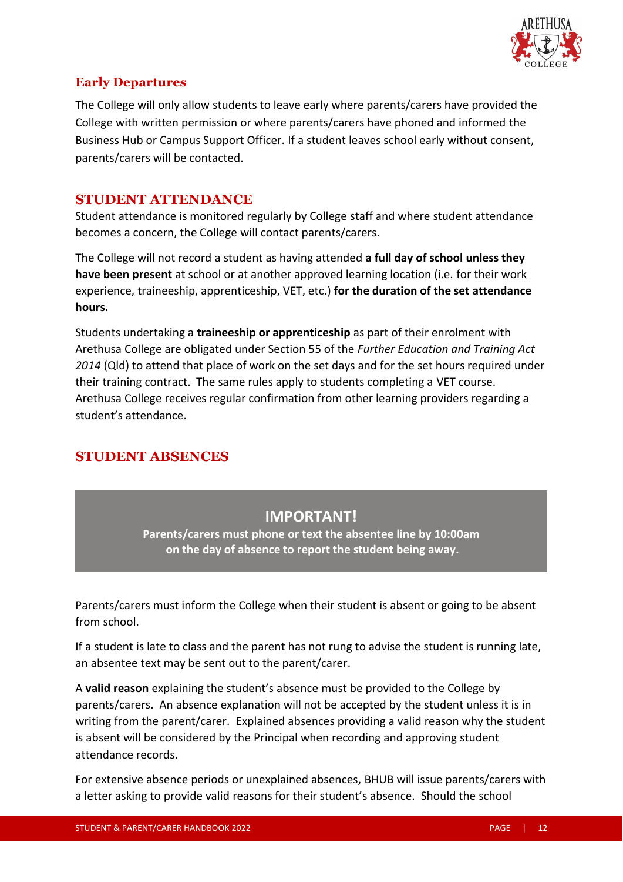## Early Departures

The College will only allow students to leave early where parents/carers have provided the College with written permission or where parents/carers have phoned and informed the Business Hub or Campus Support Officer. If a student leaves school early without consent, parents/carers will be contacted.

## STUDENT ATTENDANCE

Student attendance is monitored regularly by College staff and where student attendance becomes a concern, the College will contact parents/carers.

The College will not record a student as having attended **a full day of school unless they have been present** at school or at another approved learning location (i.e. for their work experience, traineeship, apprenticeship, VET, etc.) **for the duration of the set attendance hours.**

Students undertaking a **traineeship or apprenticeship** as part of their enrolment with Arethusa College are obligated under Section 55 of the *Further Education and Training Act 2014* (Qld) to attend that place of work on the set days and for the set hours required under their training contract. The same rules apply to students completing a VET course. Arethusa College receives regular confirmation from other learning providers regarding a student's attendance.

## STUDENT ABSENCES

> **IMPORTANT!**
>
> **Parents/carers must phone or text the absentee line by 10:00am on the day of absence to report the student being away.**

Parents/carers must inform the College when their student is absent or going to be absent from school.

If a student is late to class and the parent has not rung to advise the student is running late, an absentee text may be sent out to the parent/carer.

A **valid reason** explaining the student's absence must be provided to the College by parents/carers. An absence explanation will not be accepted by the student unless it is in writing from the parent/carer. Explained absences providing a valid reason why the student is absent will be considered by the Principal when recording and approving student attendance records.

For extensive absence periods or unexplained absences, BHUB will issue parents/carers with a letter asking to provide valid reasons for their student's absence. Should the school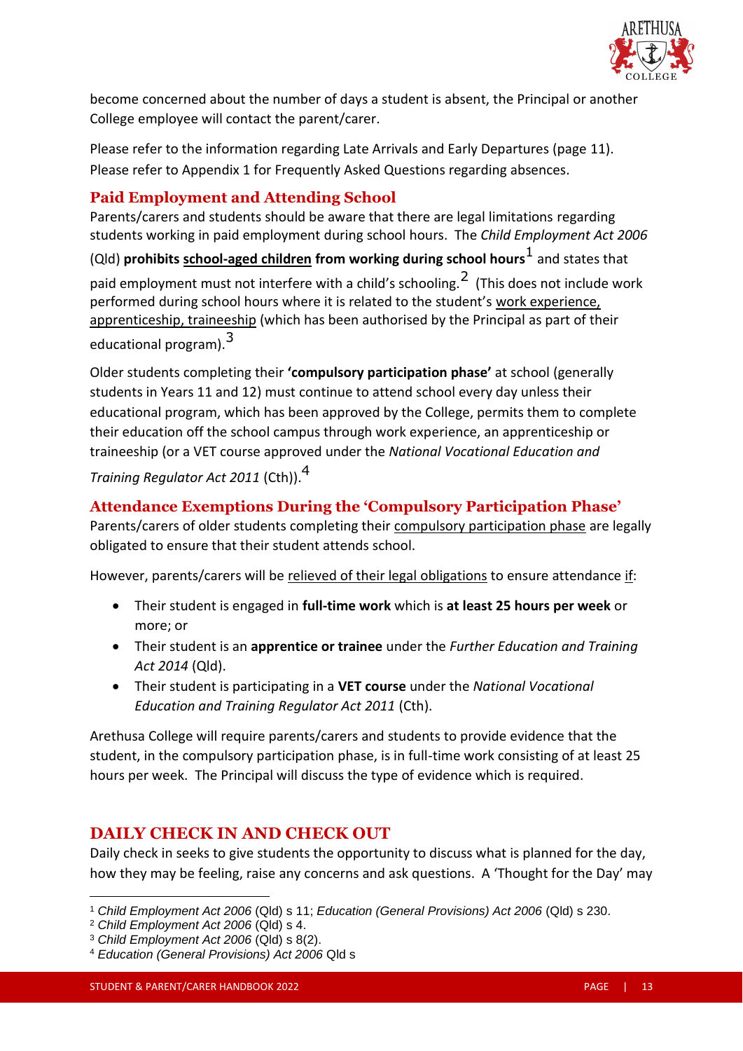become concerned about the number of days a student is absent, the Principal or another College employee will contact the parent/carer.

Please refer to the information regarding Late Arrivals and Early Departures (page 11). Please refer to Appendix 1 for Frequently Asked Questions regarding absences.

### Paid Employment and Attending School

Parents/carers and students should be aware that there are legal limitations regarding students working in paid employment during school hours. The *Child Employment Act 2006* (Qld) **prohibits school-aged children from working during school hours**[1] and states that paid employment must not interfere with a child's schooling.[2] (This does not include work performed during school hours where it is related to the student's work experience, apprenticeship, traineeship (which has been authorised by the Principal as part of their educational program).[3]

Older students completing their **'compulsory participation phase'** at school (generally students in Years 11 and 12) must continue to attend school every day unless their educational program, which has been approved by the College, permits them to complete their education off the school campus through work experience, an apprenticeship or traineeship (or a VET course approved under the *National Vocational Education and Training Regulator Act 2011* (Cth)).[4]

### Attendance Exemptions During the 'Compulsory Participation Phase'

Parents/carers of older students completing their compulsory participation phase are legally obligated to ensure that their student attends school.

However, parents/carers will be relieved of their legal obligations to ensure attendance if:

- Their student is engaged in **full-time work** which is **at least 25 hours per week** or more; or
- Their student is an **apprentice or trainee** under the *Further Education and Training Act 2014* (Qld).
- Their student is participating in a **VET course** under the *National Vocational Education and Training Regulator Act 2011* (Cth).

Arethusa College will require parents/carers and students to provide evidence that the student, in the compulsory participation phase, is in full-time work consisting of at least 25 hours per week. The Principal will discuss the type of evidence which is required.

## DAILY CHECK IN AND CHECK OUT

Daily check in seeks to give students the opportunity to discuss what is planned for the day, how they may be feeling, raise any concerns and ask questions. A 'Thought for the Day' may

---

[1] *Child Employment Act 2006* (Qld) s 11; *Education (General Provisions) Act 2006* (Qld) s 230.

[2] *Child Employment Act 2006* (Qld) s 4.

[3] *Child Employment Act 2006* (Qld) s 8(2).

[4] *Education (General Provisions) Act 2006* Qld s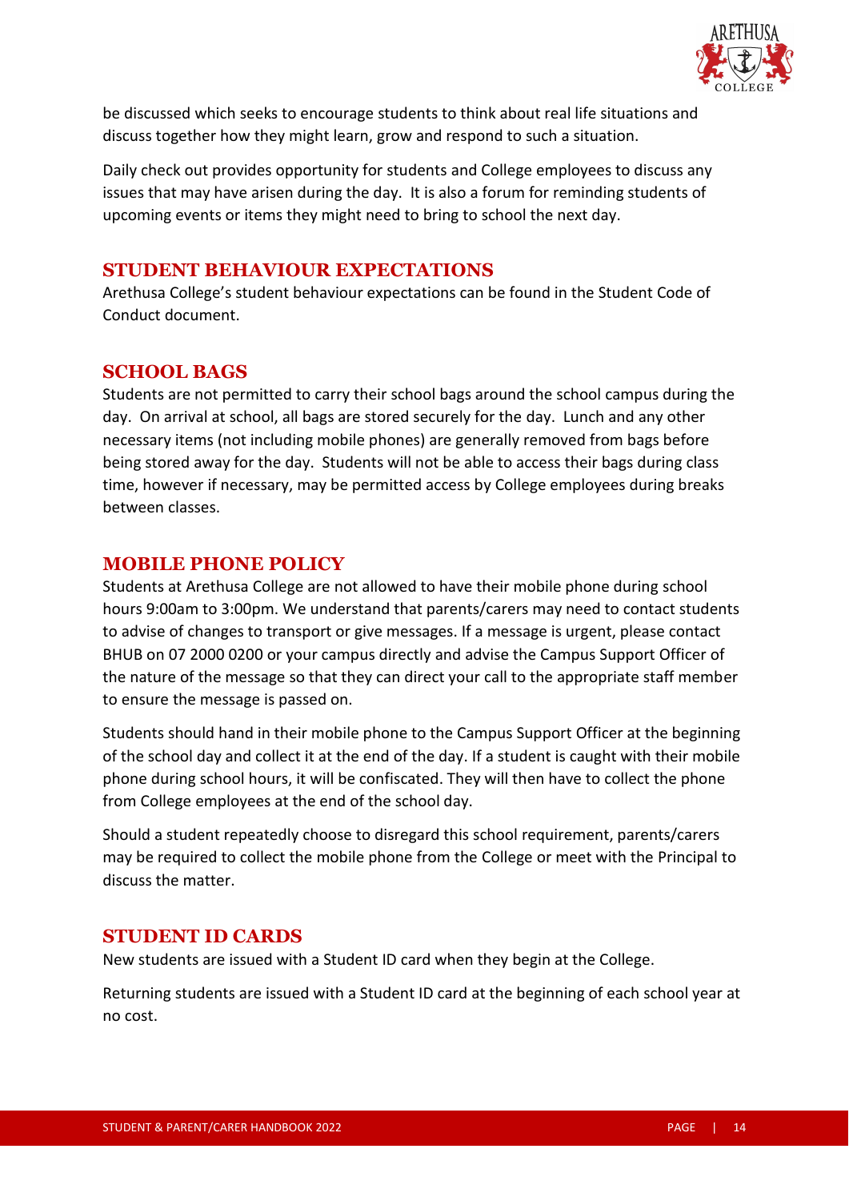be discussed which seeks to encourage students to think about real life situations and discuss together how they might learn, grow and respond to such a situation.

Daily check out provides opportunity for students and College employees to discuss any issues that may have arisen during the day. It is also a forum for reminding students of upcoming events or items they might need to bring to school the next day.

## STUDENT BEHAVIOUR EXPECTATIONS

Arethusa College's student behaviour expectations can be found in the Student Code of Conduct document.

## SCHOOL BAGS

Students are not permitted to carry their school bags around the school campus during the day. On arrival at school, all bags are stored securely for the day. Lunch and any other necessary items (not including mobile phones) are generally removed from bags before being stored away for the day. Students will not be able to access their bags during class time, however if necessary, may be permitted access by College employees during breaks between classes.

## MOBILE PHONE POLICY

Students at Arethusa College are not allowed to have their mobile phone during school hours 9:00am to 3:00pm. We understand that parents/carers may need to contact students to advise of changes to transport or give messages. If a message is urgent, please contact BHUB on 07 2000 0200 or your campus directly and advise the Campus Support Officer of the nature of the message so that they can direct your call to the appropriate staff member to ensure the message is passed on.

Students should hand in their mobile phone to the Campus Support Officer at the beginning of the school day and collect it at the end of the day. If a student is caught with their mobile phone during school hours, it will be confiscated. They will then have to collect the phone from College employees at the end of the school day.

Should a student repeatedly choose to disregard this school requirement, parents/carers may be required to collect the mobile phone from the College or meet with the Principal to discuss the matter.

## STUDENT ID CARDS

New students are issued with a Student ID card when they begin at the College.

Returning students are issued with a Student ID card at the beginning of each school year at no cost.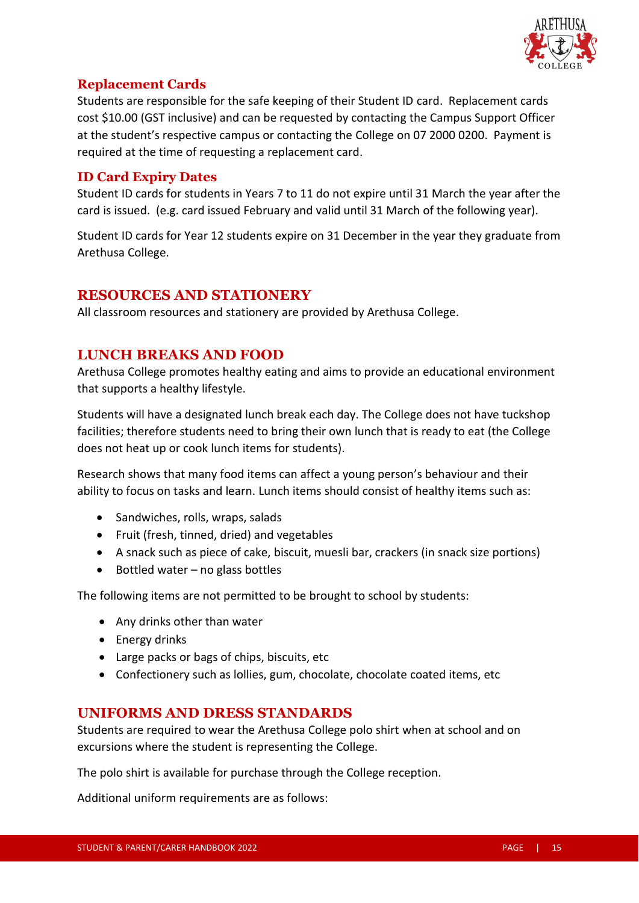### Replacement Cards

Students are responsible for the safe keeping of their Student ID card. Replacement cards cost $10.00 (GST inclusive) and can be requested by contacting the Campus Support Officer at the student's respective campus or contacting the College on 07 2000 0200. Payment is required at the time of requesting a replacement card.

### ID Card Expiry Dates

Student ID cards for students in Years 7 to 11 do not expire until 31 March the year after the card is issued. (e.g. card issued February and valid until 31 March of the following year).

Student ID cards for Year 12 students expire on 31 December in the year they graduate from Arethusa College.

## RESOURCES AND STATIONERY

All classroom resources and stationery are provided by Arethusa College.

## LUNCH BREAKS AND FOOD

Arethusa College promotes healthy eating and aims to provide an educational environment that supports a healthy lifestyle.

Students will have a designated lunch break each day. The College does not have tuckshop facilities; therefore students need to bring their own lunch that is ready to eat (the College does not heat up or cook lunch items for students).

Research shows that many food items can affect a young person's behaviour and their ability to focus on tasks and learn. Lunch items should consist of healthy items such as:

- Sandwiches, rolls, wraps, salads
- Fruit (fresh, tinned, dried) and vegetables
- A snack such as piece of cake, biscuit, muesli bar, crackers (in snack size portions)
- Bottled water – no glass bottles

The following items are not permitted to be brought to school by students:

- Any drinks other than water
- Energy drinks
- Large packs or bags of chips, biscuits, etc
- Confectionery such as lollies, gum, chocolate, chocolate coated items, etc

## UNIFORMS AND DRESS STANDARDS

Students are required to wear the Arethusa College polo shirt when at school and on excursions where the student is representing the College.

The polo shirt is available for purchase through the College reception.

Additional uniform requirements are as follows: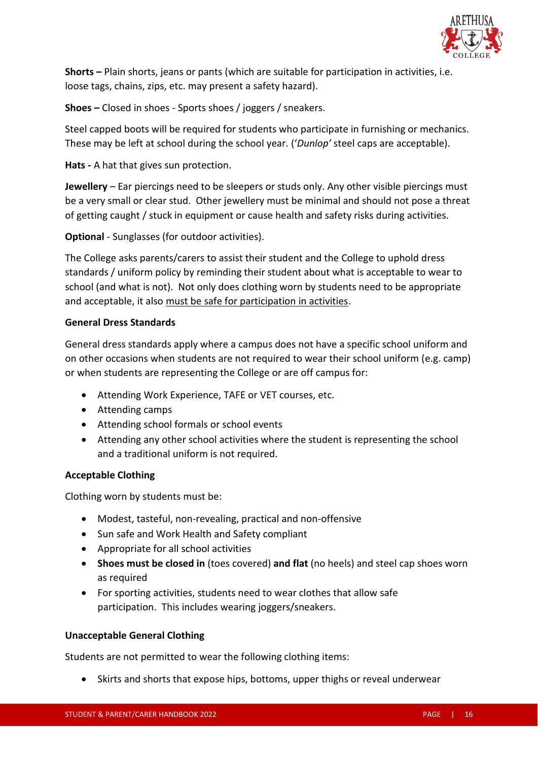**Shorts –** Plain shorts, jeans or pants (which are suitable for participation in activities, i.e. loose tags, chains, zips, etc. may present a safety hazard).

**Shoes –** Closed in shoes - Sports shoes / joggers / sneakers.

Steel capped boots will be required for students who participate in furnishing or mechanics. These may be left at school during the school year. (*'Dunlop'* steel caps are acceptable).

**Hats -** A hat that gives sun protection.

**Jewellery** – Ear piercings need to be sleepers or studs only. Any other visible piercings must be a very small or clear stud. Other jewellery must be minimal and should not pose a threat of getting caught / stuck in equipment or cause health and safety risks during activities.

**Optional** - Sunglasses (for outdoor activities).

The College asks parents/carers to assist their student and the College to uphold dress standards / uniform policy by reminding their student about what is acceptable to wear to school (and what is not). Not only does clothing worn by students need to be appropriate and acceptable, it also must be safe for participation in activities.

**General Dress Standards**

General dress standards apply where a campus does not have a specific school uniform and on other occasions when students are not required to wear their school uniform (e.g. camp) or when students are representing the College or are off campus for:

- Attending Work Experience, TAFE or VET courses, etc.
- Attending camps
- Attending school formals or school events
- Attending any other school activities where the student is representing the school and a traditional uniform is not required.

**Acceptable Clothing**

Clothing worn by students must be:

- Modest, tasteful, non-revealing, practical and non-offensive
- Sun safe and Work Health and Safety compliant
- Appropriate for all school activities
- **Shoes must be closed in** (toes covered) **and flat** (no heels) and steel cap shoes worn as required
- For sporting activities, students need to wear clothes that allow safe participation. This includes wearing joggers/sneakers.

**Unacceptable General Clothing**

Students are not permitted to wear the following clothing items:

- Skirts and shorts that expose hips, bottoms, upper thighs or reveal underwear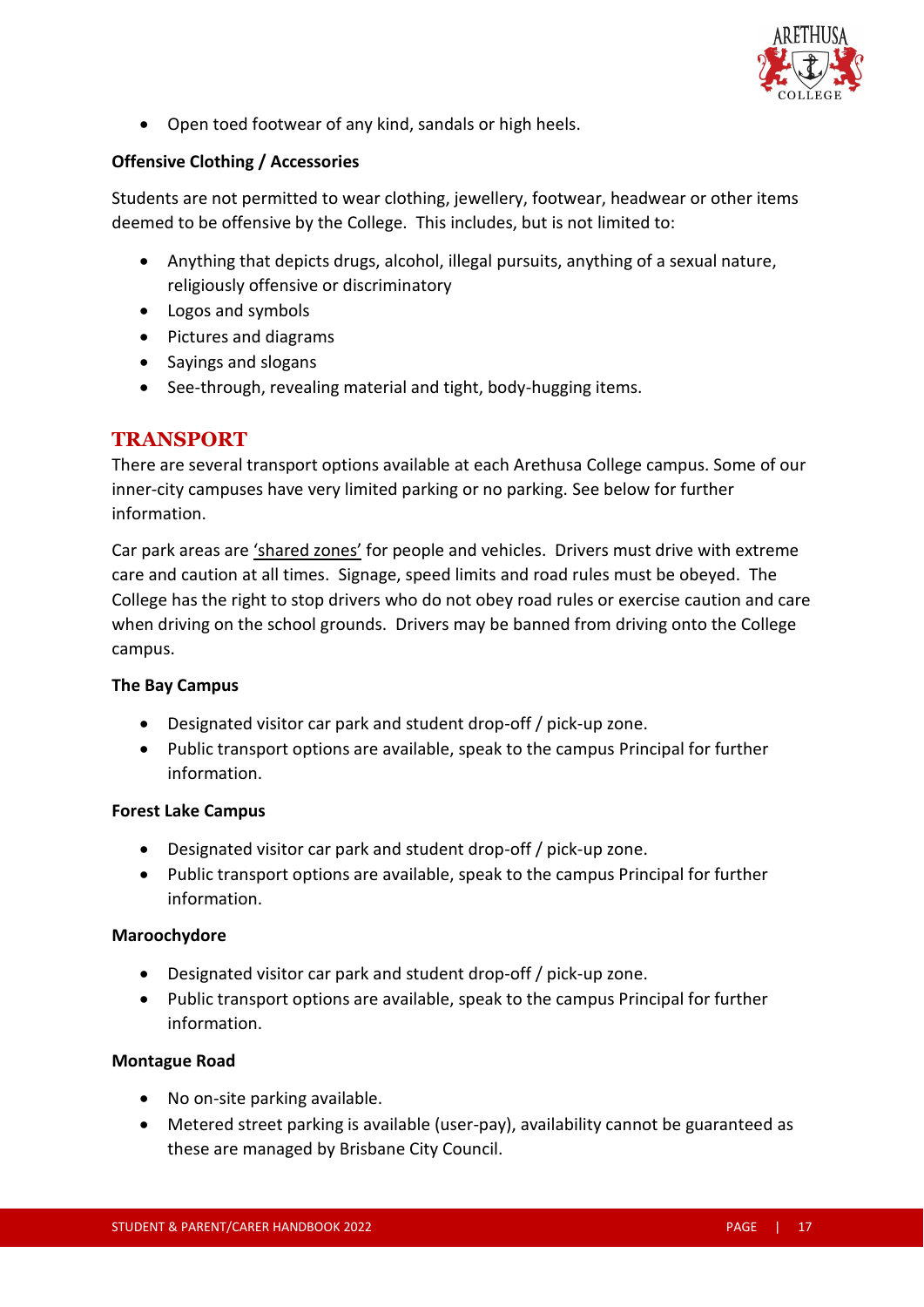- Open toed footwear of any kind, sandals or high heels.

**Offensive Clothing / Accessories**

Students are not permitted to wear clothing, jewellery, footwear, headwear or other items deemed to be offensive by the College. This includes, but is not limited to:

- Anything that depicts drugs, alcohol, illegal pursuits, anything of a sexual nature, religiously offensive or discriminatory
- Logos and symbols
- Pictures and diagrams
- Sayings and slogans
- See-through, revealing material and tight, body-hugging items.

## TRANSPORT

There are several transport options available at each Arethusa College campus. Some of our inner-city campuses have very limited parking or no parking. See below for further information.

Car park areas are 'shared zones' for people and vehicles. Drivers must drive with extreme care and caution at all times. Signage, speed limits and road rules must be obeyed. The College has the right to stop drivers who do not obey road rules or exercise caution and care when driving on the school grounds. Drivers may be banned from driving onto the College campus.

**The Bay Campus**

- Designated visitor car park and student drop-off / pick-up zone.
- Public transport options are available, speak to the campus Principal for further information.

**Forest Lake Campus**

- Designated visitor car park and student drop-off / pick-up zone.
- Public transport options are available, speak to the campus Principal for further information.

**Maroochydore**

- Designated visitor car park and student drop-off / pick-up zone.
- Public transport options are available, speak to the campus Principal for further information.

**Montague Road**

- No on-site parking available.
- Metered street parking is available (user-pay), availability cannot be guaranteed as these are managed by Brisbane City Council.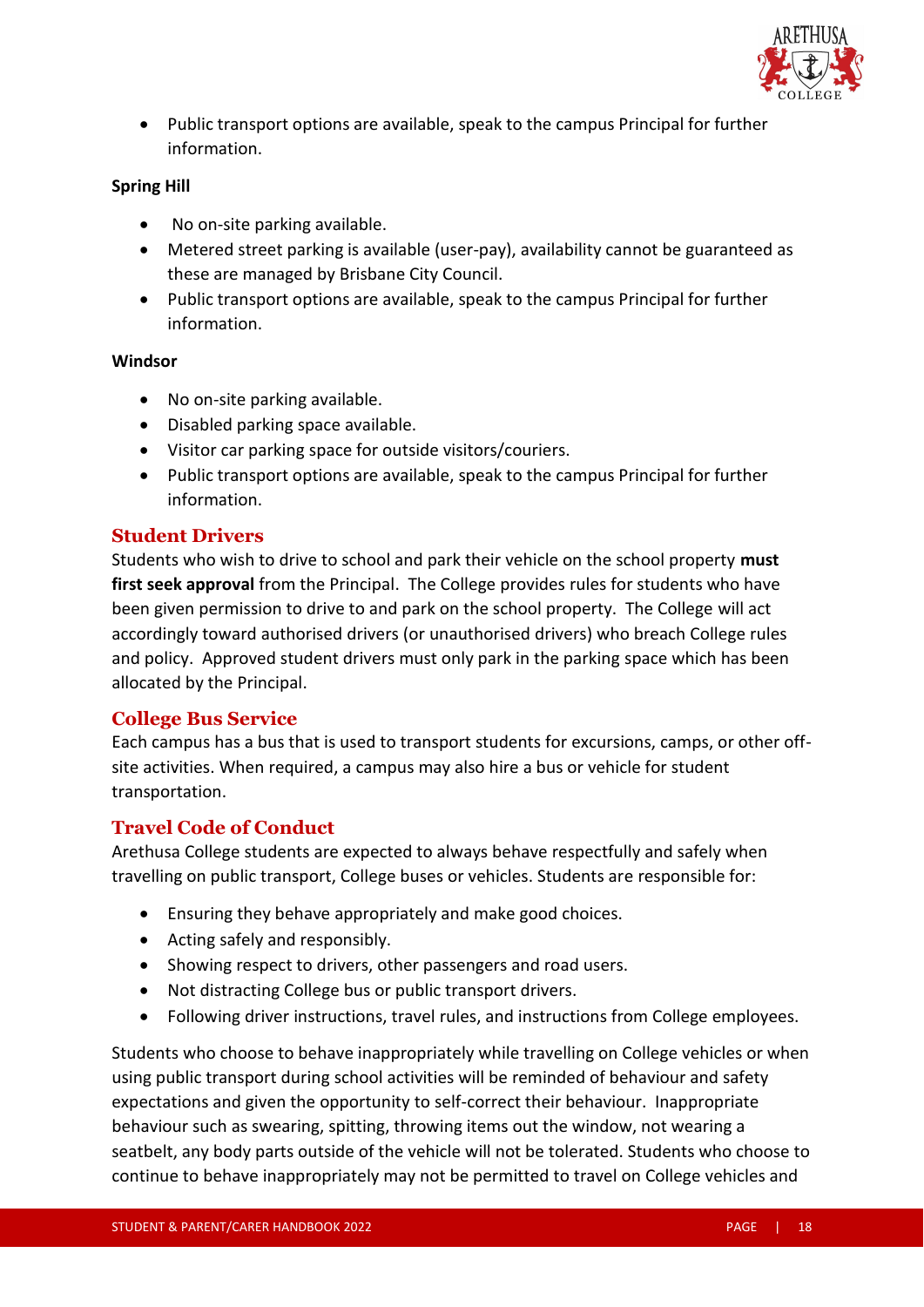- Public transport options are available, speak to the campus Principal for further information.

**Spring Hill**

- No on-site parking available.
- Metered street parking is available (user-pay), availability cannot be guaranteed as these are managed by Brisbane City Council.
- Public transport options are available, speak to the campus Principal for further information.

**Windsor**

- No on-site parking available.
- Disabled parking space available.
- Visitor car parking space for outside visitors/couriers.
- Public transport options are available, speak to the campus Principal for further information.

## Student Drivers

Students who wish to drive to school and park their vehicle on the school property **must first seek approval** from the Principal. The College provides rules for students who have been given permission to drive to and park on the school property. The College will act accordingly toward authorised drivers (or unauthorised drivers) who breach College rules and policy. Approved student drivers must only park in the parking space which has been allocated by the Principal.

## College Bus Service

Each campus has a bus that is used to transport students for excursions, camps, or other off-site activities. When required, a campus may also hire a bus or vehicle for student transportation.

## Travel Code of Conduct

Arethusa College students are expected to always behave respectfully and safely when travelling on public transport, College buses or vehicles. Students are responsible for:

- Ensuring they behave appropriately and make good choices.
- Acting safely and responsibly.
- Showing respect to drivers, other passengers and road users.
- Not distracting College bus or public transport drivers.
- Following driver instructions, travel rules, and instructions from College employees.

Students who choose to behave inappropriately while travelling on College vehicles or when using public transport during school activities will be reminded of behaviour and safety expectations and given the opportunity to self-correct their behaviour. Inappropriate behaviour such as swearing, spitting, throwing items out the window, not wearing a seatbelt, any body parts outside of the vehicle will not be tolerated. Students who choose to continue to behave inappropriately may not be permitted to travel on College vehicles and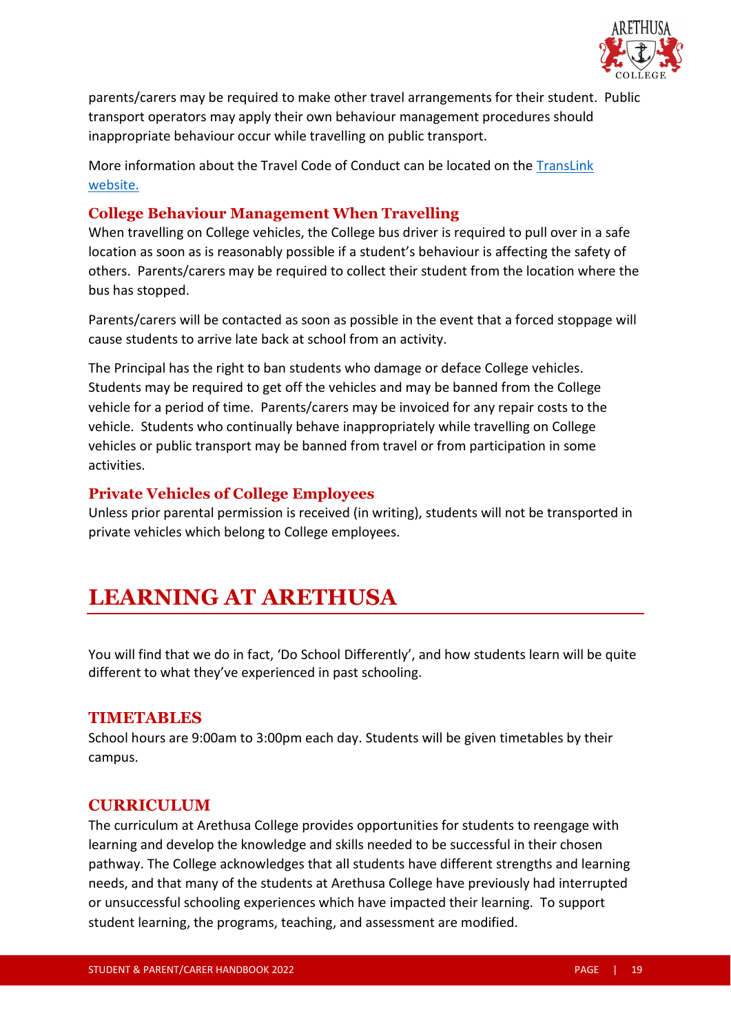parents/carers may be required to make other travel arrangements for their student. Public transport operators may apply their own behaviour management procedures should inappropriate behaviour occur while travelling on public transport.

More information about the Travel Code of Conduct can be located on the [TransLink website.]

### College Behaviour Management When Travelling

When travelling on College vehicles, the College bus driver is required to pull over in a safe location as soon as is reasonably possible if a student's behaviour is affecting the safety of others. Parents/carers may be required to collect their student from the location where the bus has stopped.

Parents/carers will be contacted as soon as possible in the event that a forced stoppage will cause students to arrive late back at school from an activity.

The Principal has the right to ban students who damage or deface College vehicles. Students may be required to get off the vehicles and may be banned from the College vehicle for a period of time. Parents/carers may be invoiced for any repair costs to the vehicle. Students who continually behave inappropriately while travelling on College vehicles or public transport may be banned from travel or from participation in some activities.

### Private Vehicles of College Employees

Unless prior parental permission is received (in writing), students will not be transported in private vehicles which belong to College employees.

# LEARNING AT ARETHUSA

You will find that we do in fact, 'Do School Differently', and how students learn will be quite different to what they've experienced in past schooling.

## TIMETABLES

School hours are 9:00am to 3:00pm each day. Students will be given timetables by their campus.

## CURRICULUM

The curriculum at Arethusa College provides opportunities for students to reengage with learning and develop the knowledge and skills needed to be successful in their chosen pathway. The College acknowledges that all students have different strengths and learning needs, and that many of the students at Arethusa College have previously had interrupted or unsuccessful schooling experiences which have impacted their learning. To support student learning, the programs, teaching, and assessment are modified.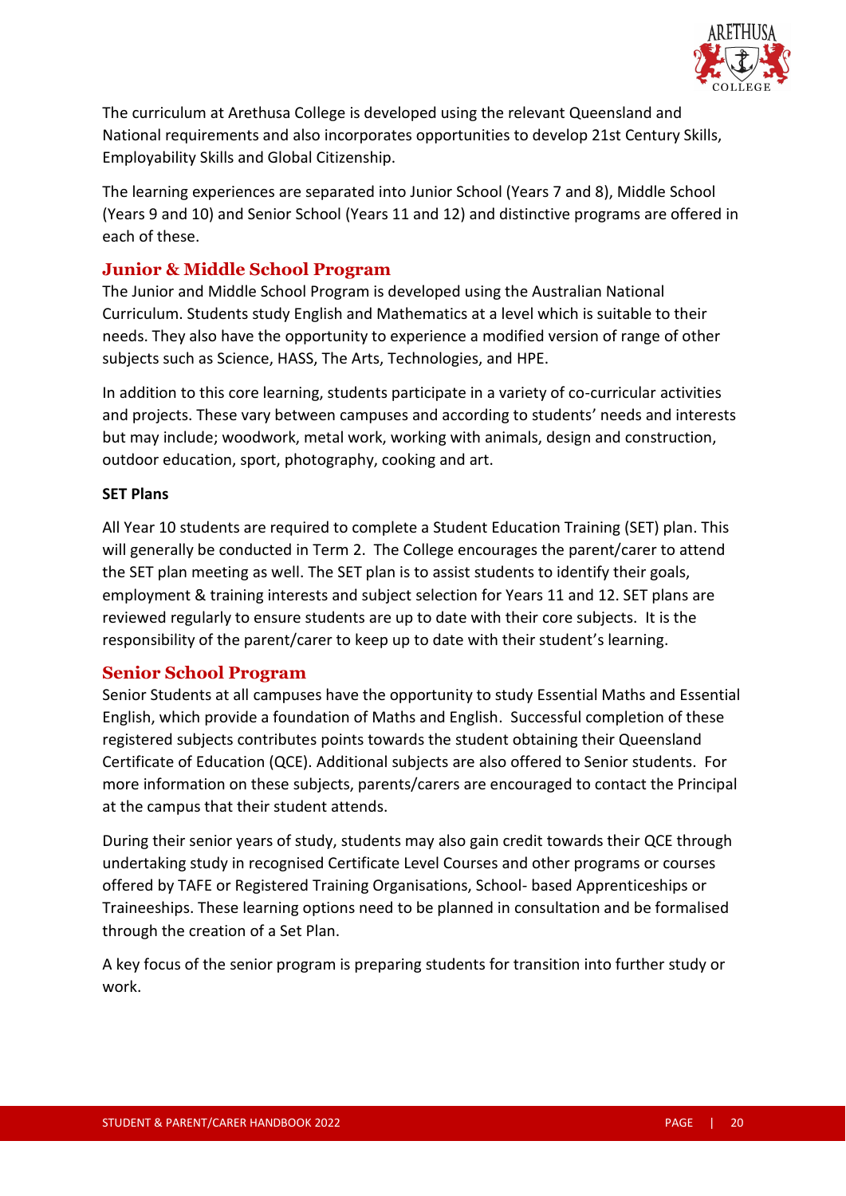The curriculum at Arethusa College is developed using the relevant Queensland and National requirements and also incorporates opportunities to develop 21st Century Skills, Employability Skills and Global Citizenship.

The learning experiences are separated into Junior School (Years 7 and 8), Middle School (Years 9 and 10) and Senior School (Years 11 and 12) and distinctive programs are offered in each of these.

## Junior & Middle School Program

The Junior and Middle School Program is developed using the Australian National Curriculum. Students study English and Mathematics at a level which is suitable to their needs. They also have the opportunity to experience a modified version of range of other subjects such as Science, HASS, The Arts, Technologies, and HPE.

In addition to this core learning, students participate in a variety of co-curricular activities and projects. These vary between campuses and according to students' needs and interests but may include; woodwork, metal work, working with animals, design and construction, outdoor education, sport, photography, cooking and art.

**SET Plans**

All Year 10 students are required to complete a Student Education Training (SET) plan. This will generally be conducted in Term 2. The College encourages the parent/carer to attend the SET plan meeting as well. The SET plan is to assist students to identify their goals, employment & training interests and subject selection for Years 11 and 12. SET plans are reviewed regularly to ensure students are up to date with their core subjects. It is the responsibility of the parent/carer to keep up to date with their student's learning.

## Senior School Program

Senior Students at all campuses have the opportunity to study Essential Maths and Essential English, which provide a foundation of Maths and English. Successful completion of these registered subjects contributes points towards the student obtaining their Queensland Certificate of Education (QCE). Additional subjects are also offered to Senior students. For more information on these subjects, parents/carers are encouraged to contact the Principal at the campus that their student attends.

During their senior years of study, students may also gain credit towards their QCE through undertaking study in recognised Certificate Level Courses and other programs or courses offered by TAFE or Registered Training Organisations, School- based Apprenticeships or Traineeships. These learning options need to be planned in consultation and be formalised through the creation of a Set Plan.

A key focus of the senior program is preparing students for transition into further study or work.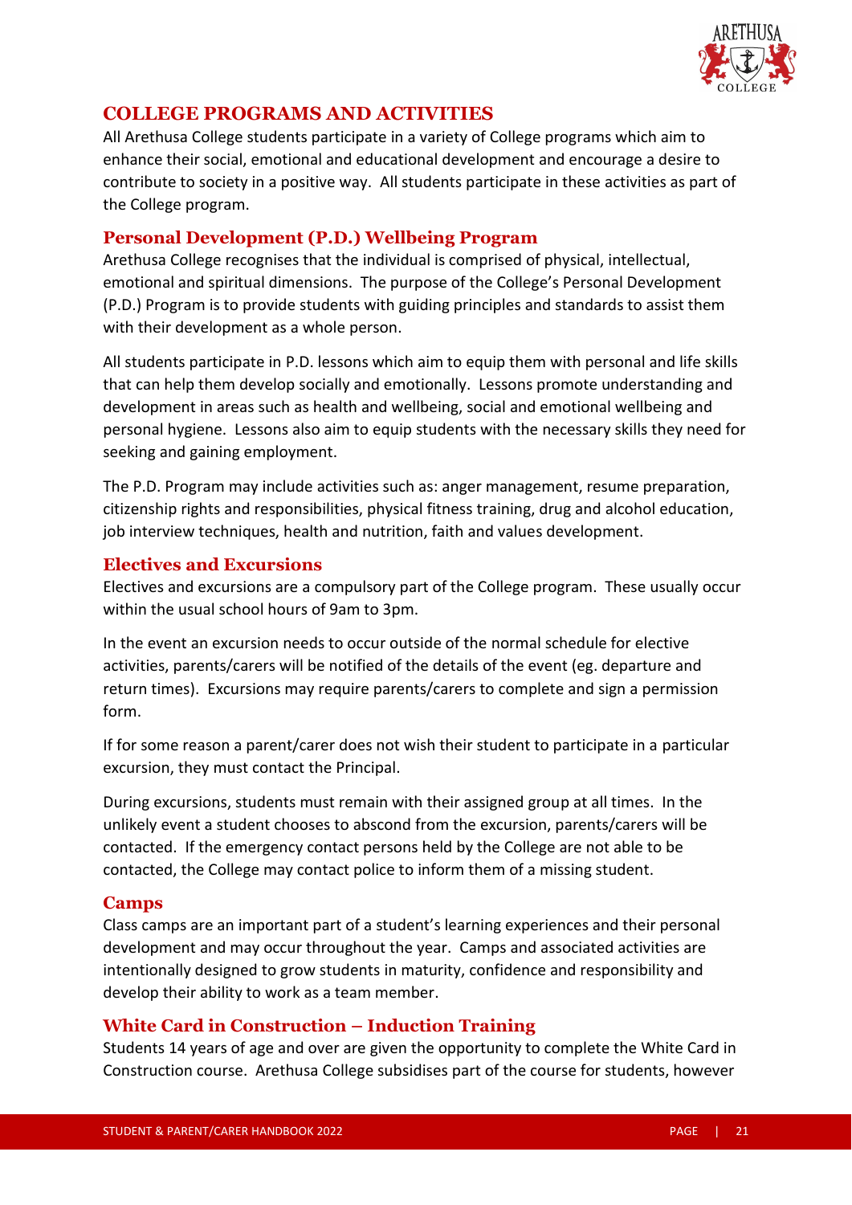# COLLEGE PROGRAMS AND ACTIVITIES

All Arethusa College students participate in a variety of College programs which aim to enhance their social, emotional and educational development and encourage a desire to contribute to society in a positive way. All students participate in these activities as part of the College program.

## Personal Development (P.D.) Wellbeing Program

Arethusa College recognises that the individual is comprised of physical, intellectual, emotional and spiritual dimensions. The purpose of the College's Personal Development (P.D.) Program is to provide students with guiding principles and standards to assist them with their development as a whole person.

All students participate in P.D. lessons which aim to equip them with personal and life skills that can help them develop socially and emotionally. Lessons promote understanding and development in areas such as health and wellbeing, social and emotional wellbeing and personal hygiene. Lessons also aim to equip students with the necessary skills they need for seeking and gaining employment.

The P.D. Program may include activities such as: anger management, resume preparation, citizenship rights and responsibilities, physical fitness training, drug and alcohol education, job interview techniques, health and nutrition, faith and values development.

## Electives and Excursions

Electives and excursions are a compulsory part of the College program. These usually occur within the usual school hours of 9am to 3pm.

In the event an excursion needs to occur outside of the normal schedule for elective activities, parents/carers will be notified of the details of the event (eg. departure and return times). Excursions may require parents/carers to complete and sign a permission form.

If for some reason a parent/carer does not wish their student to participate in a particular excursion, they must contact the Principal.

During excursions, students must remain with their assigned group at all times. In the unlikely event a student chooses to abscond from the excursion, parents/carers will be contacted. If the emergency contact persons held by the College are not able to be contacted, the College may contact police to inform them of a missing student.

## Camps

Class camps are an important part of a student's learning experiences and their personal development and may occur throughout the year. Camps and associated activities are intentionally designed to grow students in maturity, confidence and responsibility and develop their ability to work as a team member.

## White Card in Construction – Induction Training

Students 14 years of age and over are given the opportunity to complete the White Card in Construction course. Arethusa College subsidises part of the course for students, however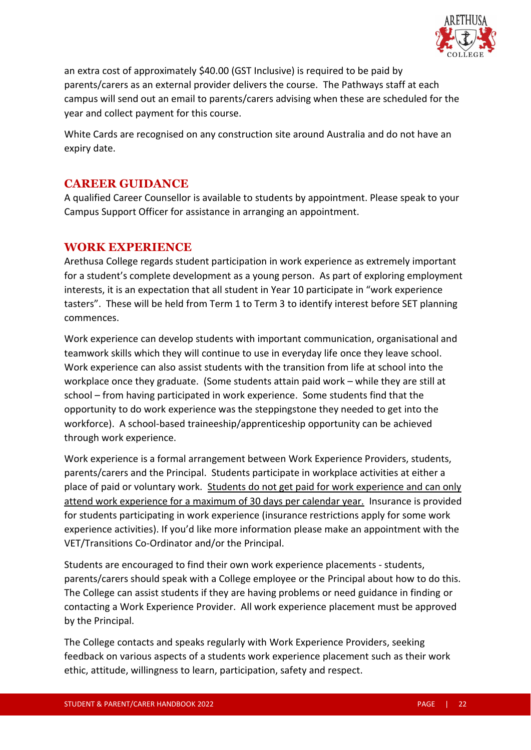an extra cost of approximately $40.00 (GST Inclusive) is required to be paid by parents/carers as an external provider delivers the course. The Pathways staff at each campus will send out an email to parents/carers advising when these are scheduled for the year and collect payment for this course.

White Cards are recognised on any construction site around Australia and do not have an expiry date.

## CAREER GUIDANCE

A qualified Career Counsellor is available to students by appointment. Please speak to your Campus Support Officer for assistance in arranging an appointment.

## WORK EXPERIENCE

Arethusa College regards student participation in work experience as extremely important for a student's complete development as a young person. As part of exploring employment interests, it is an expectation that all student in Year 10 participate in "work experience tasters". These will be held from Term 1 to Term 3 to identify interest before SET planning commences.

Work experience can develop students with important communication, organisational and teamwork skills which they will continue to use in everyday life once they leave school. Work experience can also assist students with the transition from life at school into the workplace once they graduate. (Some students attain paid work – while they are still at school – from having participated in work experience. Some students find that the opportunity to do work experience was the steppingstone they needed to get into the workforce). A school-based traineeship/apprenticeship opportunity can be achieved through work experience.

Work experience is a formal arrangement between Work Experience Providers, students, parents/carers and the Principal. Students participate in workplace activities at either a place of paid or voluntary work. Students do not get paid for work experience and can only attend work experience for a maximum of 30 days per calendar year. Insurance is provided for students participating in work experience (insurance restrictions apply for some work experience activities). If you'd like more information please make an appointment with the VET/Transitions Co-Ordinator and/or the Principal.

Students are encouraged to find their own work experience placements - students, parents/carers should speak with a College employee or the Principal about how to do this. The College can assist students if they are having problems or need guidance in finding or contacting a Work Experience Provider. All work experience placement must be approved by the Principal.

The College contacts and speaks regularly with Work Experience Providers, seeking feedback on various aspects of a students work experience placement such as their work ethic, attitude, willingness to learn, participation, safety and respect.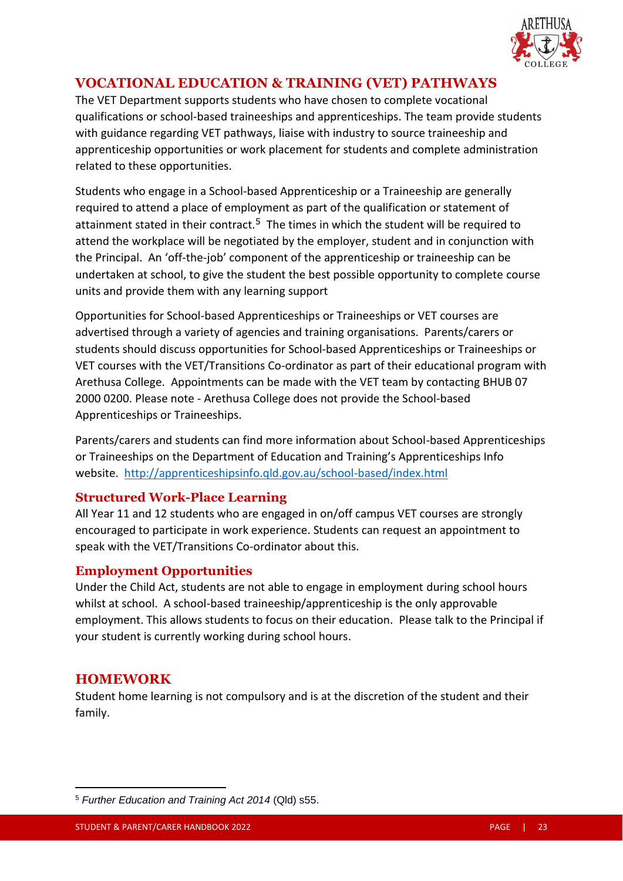## VOCATIONAL EDUCATION & TRAINING (VET) PATHWAYS

The VET Department supports students who have chosen to complete vocational qualifications or school-based traineeships and apprenticeships. The team provide students with guidance regarding VET pathways, liaise with industry to source traineeship and apprenticeship opportunities or work placement for students and complete administration related to these opportunities.

Students who engage in a School-based Apprenticeship or a Traineeship are generally required to attend a place of employment as part of the qualification or statement of attainment stated in their contract.[5] The times in which the student will be required to attend the workplace will be negotiated by the employer, student and in conjunction with the Principal. An 'off-the-job' component of the apprenticeship or traineeship can be undertaken at school, to give the student the best possible opportunity to complete course units and provide them with any learning support

Opportunities for School-based Apprenticeships or Traineeships or VET courses are advertised through a variety of agencies and training organisations. Parents/carers or students should discuss opportunities for School-based Apprenticeships or Traineeships or VET courses with the VET/Transitions Co-ordinator as part of their educational program with Arethusa College. Appointments can be made with the VET team by contacting BHUB 07 2000 0200. Please note - Arethusa College does not provide the School-based Apprenticeships or Traineeships.

Parents/carers and students can find more information about School-based Apprenticeships or Traineeships on the Department of Education and Training's Apprenticeships Info website. http://apprenticeshipsinfo.qld.gov.au/school-based/index.html

### Structured Work-Place Learning

All Year 11 and 12 students who are engaged in on/off campus VET courses are strongly encouraged to participate in work experience. Students can request an appointment to speak with the VET/Transitions Co-ordinator about this.

### Employment Opportunities

Under the Child Act, students are not able to engage in employment during school hours whilst at school. A school-based traineeship/apprenticeship is the only approvable employment. This allows students to focus on their education. Please talk to the Principal if your student is currently working during school hours.

## HOMEWORK

Student home learning is not compulsory and is at the discretion of the student and their family.

---

[5] *Further Education and Training Act 2014* (Qld) s55.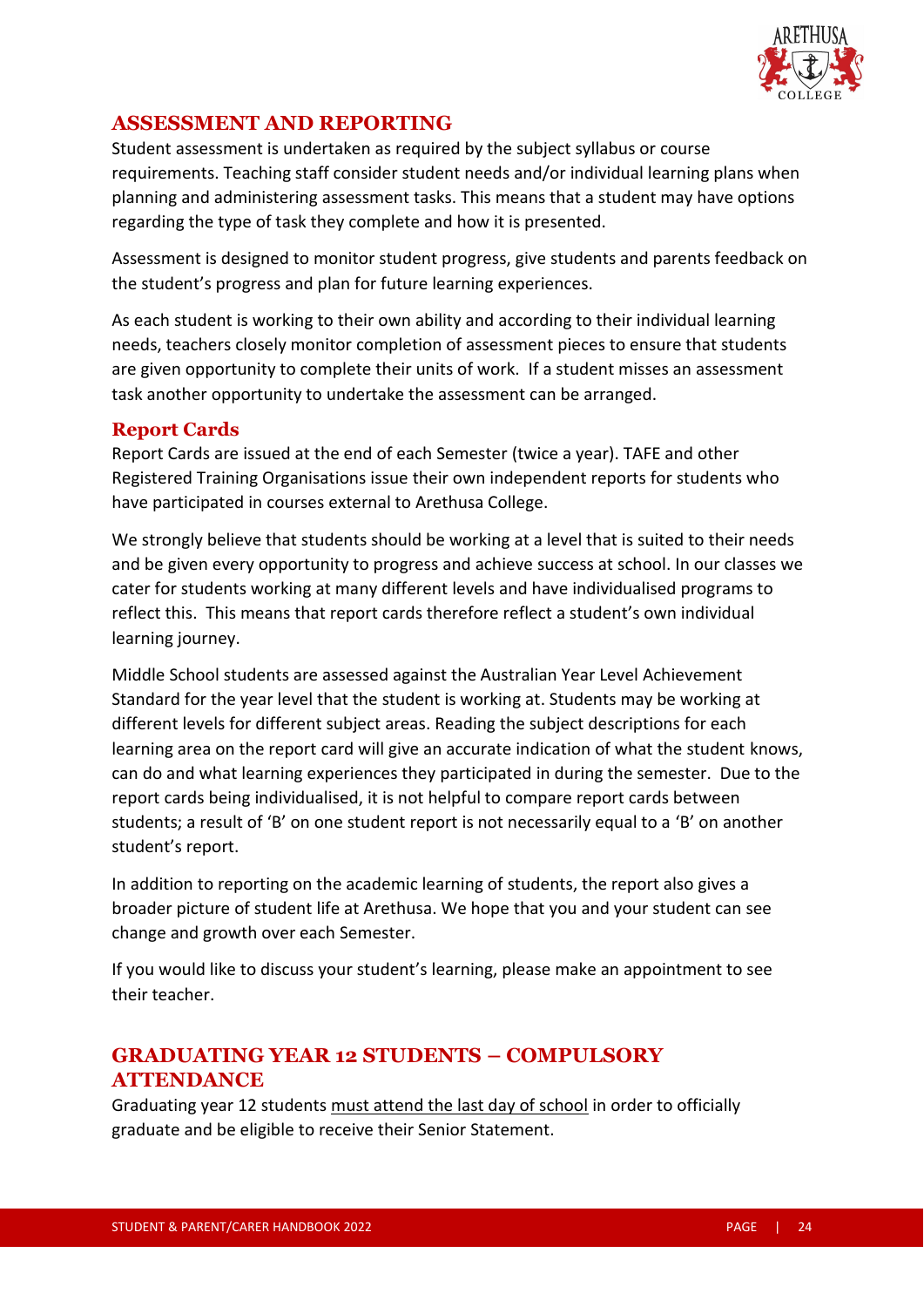## ASSESSMENT AND REPORTING

Student assessment is undertaken as required by the subject syllabus or course requirements. Teaching staff consider student needs and/or individual learning plans when planning and administering assessment tasks. This means that a student may have options regarding the type of task they complete and how it is presented.

Assessment is designed to monitor student progress, give students and parents feedback on the student's progress and plan for future learning experiences.

As each student is working to their own ability and according to their individual learning needs, teachers closely monitor completion of assessment pieces to ensure that students are given opportunity to complete their units of work. If a student misses an assessment task another opportunity to undertake the assessment can be arranged.

### Report Cards

Report Cards are issued at the end of each Semester (twice a year). TAFE and other Registered Training Organisations issue their own independent reports for students who have participated in courses external to Arethusa College.

We strongly believe that students should be working at a level that is suited to their needs and be given every opportunity to progress and achieve success at school. In our classes we cater for students working at many different levels and have individualised programs to reflect this. This means that report cards therefore reflect a student's own individual learning journey.

Middle School students are assessed against the Australian Year Level Achievement Standard for the year level that the student is working at. Students may be working at different levels for different subject areas. Reading the subject descriptions for each learning area on the report card will give an accurate indication of what the student knows, can do and what learning experiences they participated in during the semester. Due to the report cards being individualised, it is not helpful to compare report cards between students; a result of 'B' on one student report is not necessarily equal to a 'B' on another student's report.

In addition to reporting on the academic learning of students, the report also gives a broader picture of student life at Arethusa. We hope that you and your student can see change and growth over each Semester.

If you would like to discuss your student's learning, please make an appointment to see their teacher.

## GRADUATING YEAR 12 STUDENTS – COMPULSORY ATTENDANCE

Graduating year 12 students <u>must attend the last day of school</u> in order to officially graduate and be eligible to receive their Senior Statement.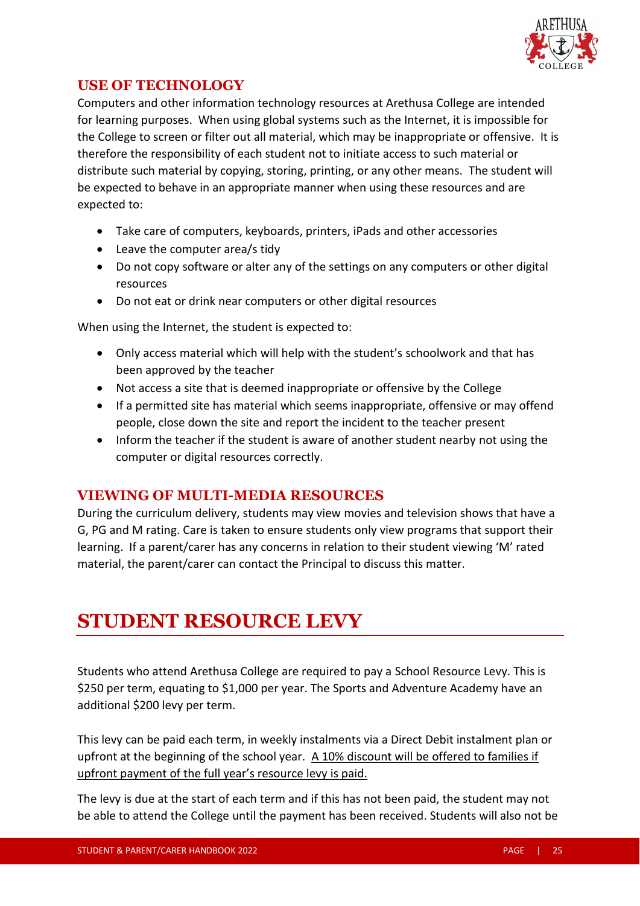## USE OF TECHNOLOGY

Computers and other information technology resources at Arethusa College are intended for learning purposes. When using global systems such as the Internet, it is impossible for the College to screen or filter out all material, which may be inappropriate or offensive. It is therefore the responsibility of each student not to initiate access to such material or distribute such material by copying, storing, printing, or any other means. The student will be expected to behave in an appropriate manner when using these resources and are expected to:

- Take care of computers, keyboards, printers, iPads and other accessories
- Leave the computer area/s tidy
- Do not copy software or alter any of the settings on any computers or other digital resources
- Do not eat or drink near computers or other digital resources

When using the Internet, the student is expected to:

- Only access material which will help with the student's schoolwork and that has been approved by the teacher
- Not access a site that is deemed inappropriate or offensive by the College
- If a permitted site has material which seems inappropriate, offensive or may offend people, close down the site and report the incident to the teacher present
- Inform the teacher if the student is aware of another student nearby not using the computer or digital resources correctly.

## VIEWING OF MULTI-MEDIA RESOURCES

During the curriculum delivery, students may view movies and television shows that have a G, PG and M rating. Care is taken to ensure students only view programs that support their learning. If a parent/carer has any concerns in relation to their student viewing 'M' rated material, the parent/carer can contact the Principal to discuss this matter.

# STUDENT RESOURCE LEVY

Students who attend Arethusa College are required to pay a School Resource Levy. This is $250 per term, equating to $1,000 per year. The Sports and Adventure Academy have an additional $200 levy per term.

This levy can be paid each term, in weekly instalments via a Direct Debit instalment plan or upfront at the beginning of the school year. <u>A 10% discount will be offered to families if upfront payment of the full year's resource levy is paid.</u>

The levy is due at the start of each term and if this has not been paid, the student may not be able to attend the College until the payment has been received. Students will also not be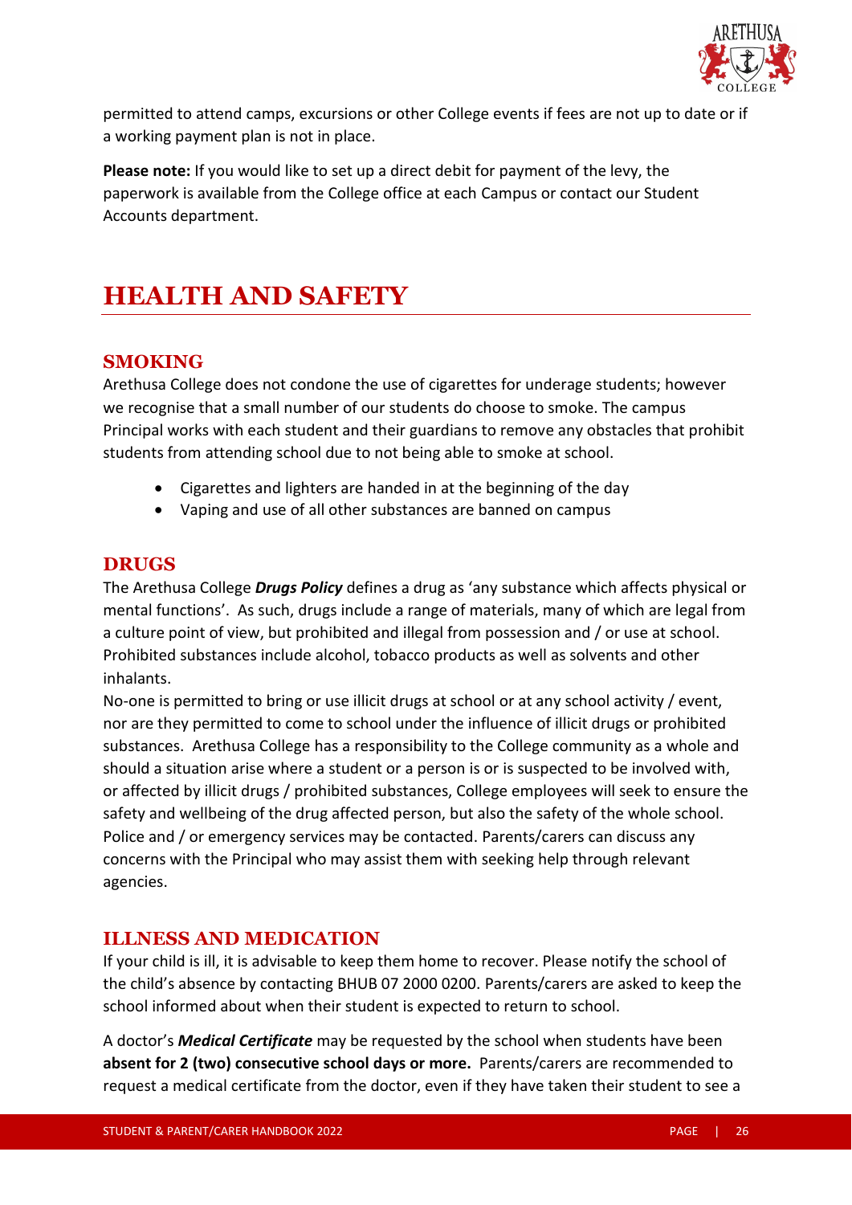permitted to attend camps, excursions or other College events if fees are not up to date or if a working payment plan is not in place.

**Please note:** If you would like to set up a direct debit for payment of the levy, the paperwork is available from the College office at each Campus or contact our Student Accounts department.

# HEALTH AND SAFETY

## SMOKING

Arethusa College does not condone the use of cigarettes for underage students; however we recognise that a small number of our students do choose to smoke. The campus Principal works with each student and their guardians to remove any obstacles that prohibit students from attending school due to not being able to smoke at school.

- Cigarettes and lighters are handed in at the beginning of the day
- Vaping and use of all other substances are banned on campus

## DRUGS

The Arethusa College ***Drugs Policy*** defines a drug as 'any substance which affects physical or mental functions'. As such, drugs include a range of materials, many of which are legal from a culture point of view, but prohibited and illegal from possession and / or use at school. Prohibited substances include alcohol, tobacco products as well as solvents and other inhalants.

No-one is permitted to bring or use illicit drugs at school or at any school activity / event, nor are they permitted to come to school under the influence of illicit drugs or prohibited substances. Arethusa College has a responsibility to the College community as a whole and should a situation arise where a student or a person is or is suspected to be involved with, or affected by illicit drugs / prohibited substances, College employees will seek to ensure the safety and wellbeing of the drug affected person, but also the safety of the whole school. Police and / or emergency services may be contacted. Parents/carers can discuss any concerns with the Principal who may assist them with seeking help through relevant agencies.

## ILLNESS AND MEDICATION

If your child is ill, it is advisable to keep them home to recover. Please notify the school of the child's absence by contacting BHUB 07 2000 0200. Parents/carers are asked to keep the school informed about when their student is expected to return to school.

A doctor's ***Medical Certificate*** may be requested by the school when students have been **absent for 2 (two) consecutive school days or more.** Parents/carers are recommended to request a medical certificate from the doctor, even if they have taken their student to see a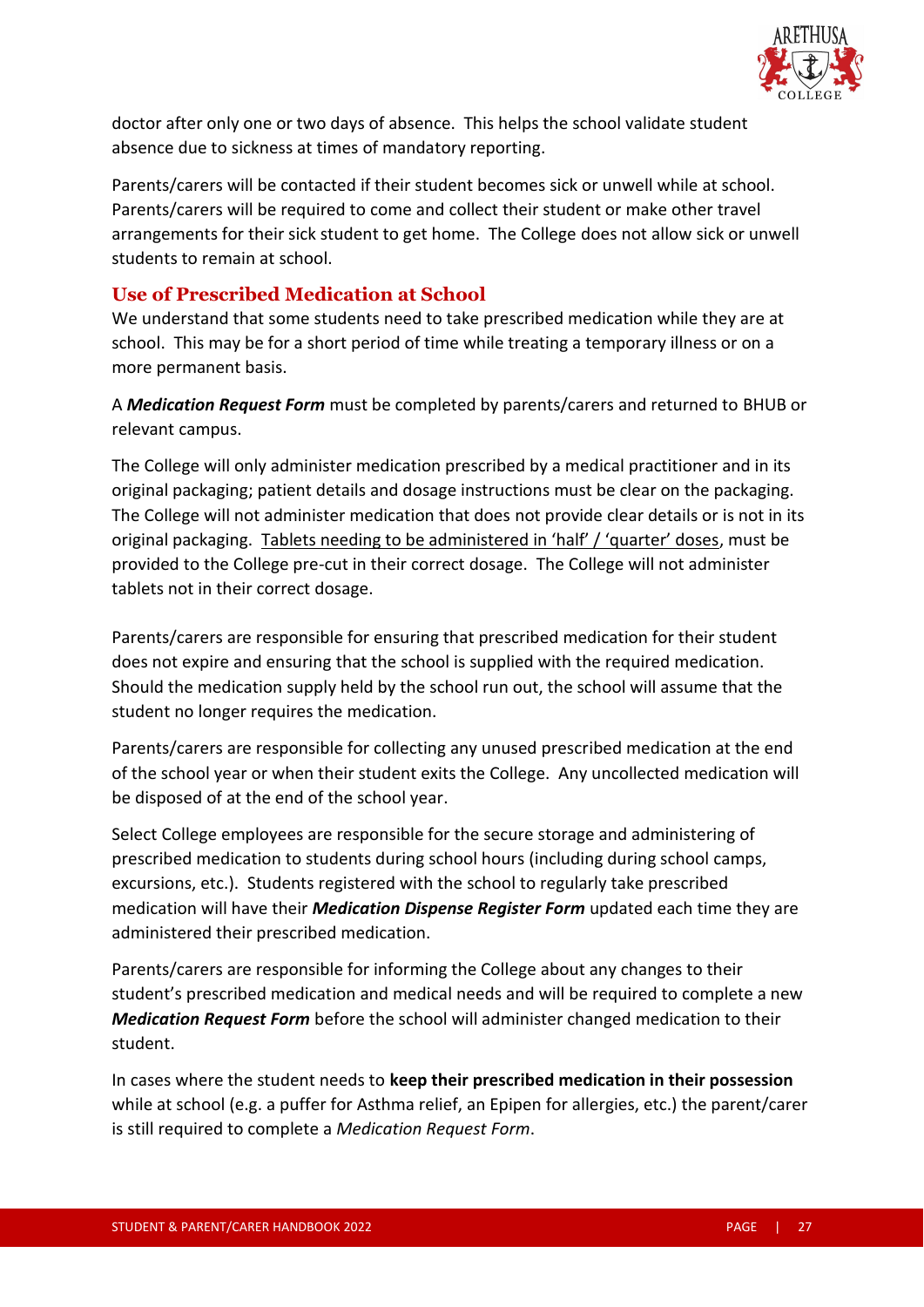doctor after only one or two days of absence. This helps the school validate student absence due to sickness at times of mandatory reporting.

Parents/carers will be contacted if their student becomes sick or unwell while at school. Parents/carers will be required to come and collect their student or make other travel arrangements for their sick student to get home. The College does not allow sick or unwell students to remain at school.

## Use of Prescribed Medication at School

We understand that some students need to take prescribed medication while they are at school. This may be for a short period of time while treating a temporary illness or on a more permanent basis.

A ***Medication Request Form*** must be completed by parents/carers and returned to BHUB or relevant campus.

The College will only administer medication prescribed by a medical practitioner and in its original packaging; patient details and dosage instructions must be clear on the packaging. The College will not administer medication that does not provide clear details or is not in its original packaging. <u>Tablets needing to be administered in 'half' / 'quarter' doses</u>, must be provided to the College pre-cut in their correct dosage. The College will not administer tablets not in their correct dosage.

Parents/carers are responsible for ensuring that prescribed medication for their student does not expire and ensuring that the school is supplied with the required medication. Should the medication supply held by the school run out, the school will assume that the student no longer requires the medication.

Parents/carers are responsible for collecting any unused prescribed medication at the end of the school year or when their student exits the College. Any uncollected medication will be disposed of at the end of the school year.

Select College employees are responsible for the secure storage and administering of prescribed medication to students during school hours (including during school camps, excursions, etc.). Students registered with the school to regularly take prescribed medication will have their ***Medication Dispense Register Form*** updated each time they are administered their prescribed medication.

Parents/carers are responsible for informing the College about any changes to their student's prescribed medication and medical needs and will be required to complete a new ***Medication Request Form*** before the school will administer changed medication to their student.

In cases where the student needs to **keep their prescribed medication in their possession** while at school (e.g. a puffer for Asthma relief, an Epipen for allergies, etc.) the parent/carer is still required to complete a *Medication Request Form*.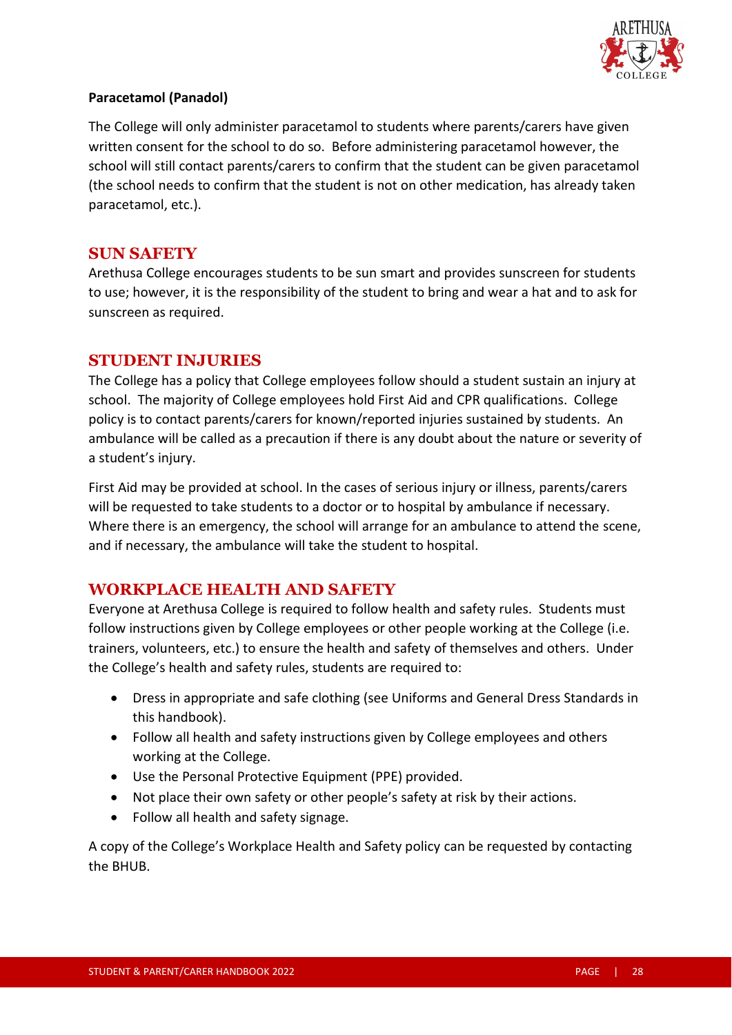**Paracetamol (Panadol)**

The College will only administer paracetamol to students where parents/carers have given written consent for the school to do so. Before administering paracetamol however, the school will still contact parents/carers to confirm that the student can be given paracetamol (the school needs to confirm that the student is not on other medication, has already taken paracetamol, etc.).

## SUN SAFETY

Arethusa College encourages students to be sun smart and provides sunscreen for students to use; however, it is the responsibility of the student to bring and wear a hat and to ask for sunscreen as required.

## STUDENT INJURIES

The College has a policy that College employees follow should a student sustain an injury at school. The majority of College employees hold First Aid and CPR qualifications. College policy is to contact parents/carers for known/reported injuries sustained by students. An ambulance will be called as a precaution if there is any doubt about the nature or severity of a student's injury.

First Aid may be provided at school. In the cases of serious injury or illness, parents/carers will be requested to take students to a doctor or to hospital by ambulance if necessary. Where there is an emergency, the school will arrange for an ambulance to attend the scene, and if necessary, the ambulance will take the student to hospital.

## WORKPLACE HEALTH AND SAFETY

Everyone at Arethusa College is required to follow health and safety rules. Students must follow instructions given by College employees or other people working at the College (i.e. trainers, volunteers, etc.) to ensure the health and safety of themselves and others. Under the College's health and safety rules, students are required to:

- Dress in appropriate and safe clothing (see Uniforms and General Dress Standards in this handbook).
- Follow all health and safety instructions given by College employees and others working at the College.
- Use the Personal Protective Equipment (PPE) provided.
- Not place their own safety or other people's safety at risk by their actions.
- Follow all health and safety signage.

A copy of the College's Workplace Health and Safety policy can be requested by contacting the BHUB.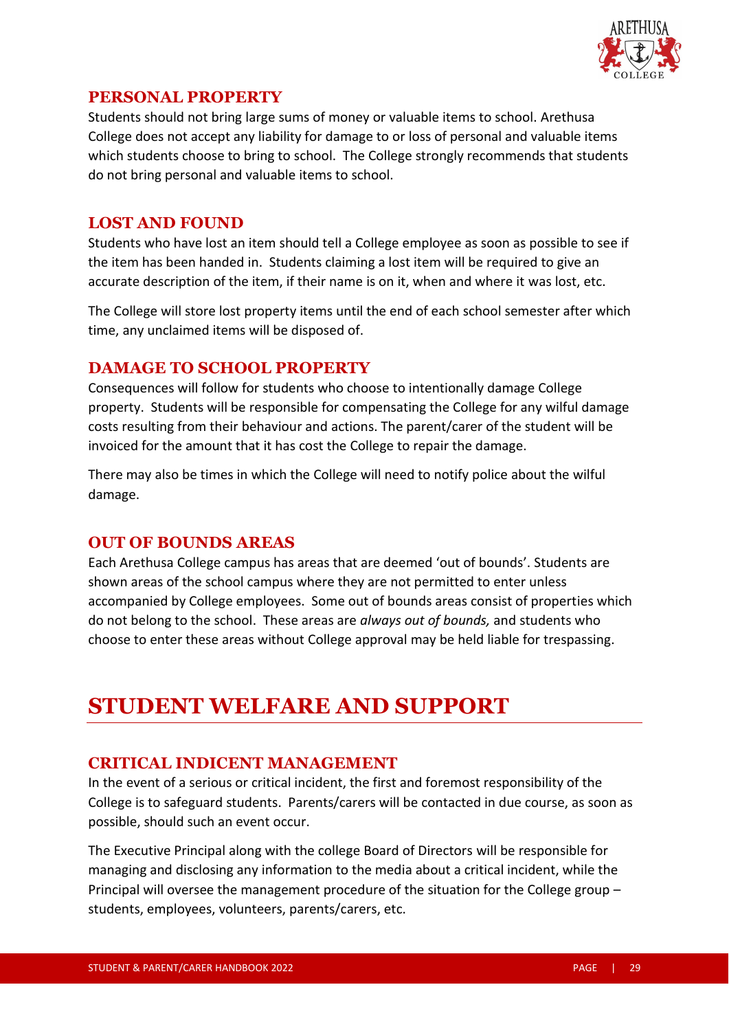## PERSONAL PROPERTY

Students should not bring large sums of money or valuable items to school. Arethusa College does not accept any liability for damage to or loss of personal and valuable items which students choose to bring to school. The College strongly recommends that students do not bring personal and valuable items to school.

## LOST AND FOUND

Students who have lost an item should tell a College employee as soon as possible to see if the item has been handed in. Students claiming a lost item will be required to give an accurate description of the item, if their name is on it, when and where it was lost, etc.

The College will store lost property items until the end of each school semester after which time, any unclaimed items will be disposed of.

## DAMAGE TO SCHOOL PROPERTY

Consequences will follow for students who choose to intentionally damage College property. Students will be responsible for compensating the College for any wilful damage costs resulting from their behaviour and actions. The parent/carer of the student will be invoiced for the amount that it has cost the College to repair the damage.

There may also be times in which the College will need to notify police about the wilful damage.

## OUT OF BOUNDS AREAS

Each Arethusa College campus has areas that are deemed 'out of bounds'. Students are shown areas of the school campus where they are not permitted to enter unless accompanied by College employees. Some out of bounds areas consist of properties which do not belong to the school. These areas are *always out of bounds,* and students who choose to enter these areas without College approval may be held liable for trespassing.

# STUDENT WELFARE AND SUPPORT

## CRITICAL INDICENT MANAGEMENT

In the event of a serious or critical incident, the first and foremost responsibility of the College is to safeguard students. Parents/carers will be contacted in due course, as soon as possible, should such an event occur.

The Executive Principal along with the college Board of Directors will be responsible for managing and disclosing any information to the media about a critical incident, while the Principal will oversee the management procedure of the situation for the College group – students, employees, volunteers, parents/carers, etc.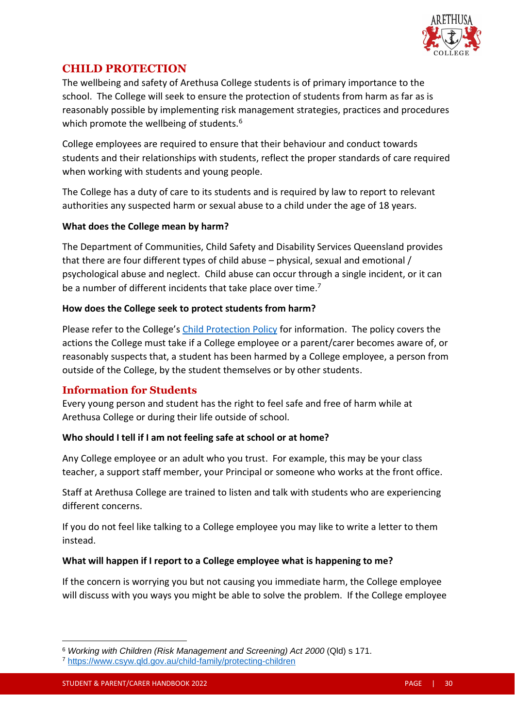## CHILD PROTECTION

The wellbeing and safety of Arethusa College students is of primary importance to the school. The College will seek to ensure the protection of students from harm as far as is reasonably possible by implementing risk management strategies, practices and procedures which promote the wellbeing of students.[6]

College employees are required to ensure that their behaviour and conduct towards students and their relationships with students, reflect the proper standards of care required when working with students and young people.

The College has a duty of care to its students and is required by law to report to relevant authorities any suspected harm or sexual abuse to a child under the age of 18 years.

**What does the College mean by harm?**

The Department of Communities, Child Safety and Disability Services Queensland provides that there are four different types of child abuse – physical, sexual and emotional / psychological abuse and neglect. Child abuse can occur through a single incident, or it can be a number of different incidents that take place over time.[7]

**How does the College seek to protect students from harm?**

Please refer to the College's Child Protection Policy for information. The policy covers the actions the College must take if a College employee or a parent/carer becomes aware of, or reasonably suspects that, a student has been harmed by a College employee, a person from outside of the College, by the student themselves or by other students.

### Information for Students

Every young person and student has the right to feel safe and free of harm while at Arethusa College or during their life outside of school.

**Who should I tell if I am not feeling safe at school or at home?**

Any College employee or an adult who you trust. For example, this may be your class teacher, a support staff member, your Principal or someone who works at the front office.

Staff at Arethusa College are trained to listen and talk with students who are experiencing different concerns.

If you do not feel like talking to a College employee you may like to write a letter to them instead.

**What will happen if I report to a College employee what is happening to me?**

If the concern is worrying you but not causing you immediate harm, the College employee will discuss with you ways you might be able to solve the problem. If the College employee

---

[6] *Working with Children (Risk Management and Screening) Act 2000* (Qld) s 171.

[7] https://www.csyw.qld.gov.au/child-family/protecting-children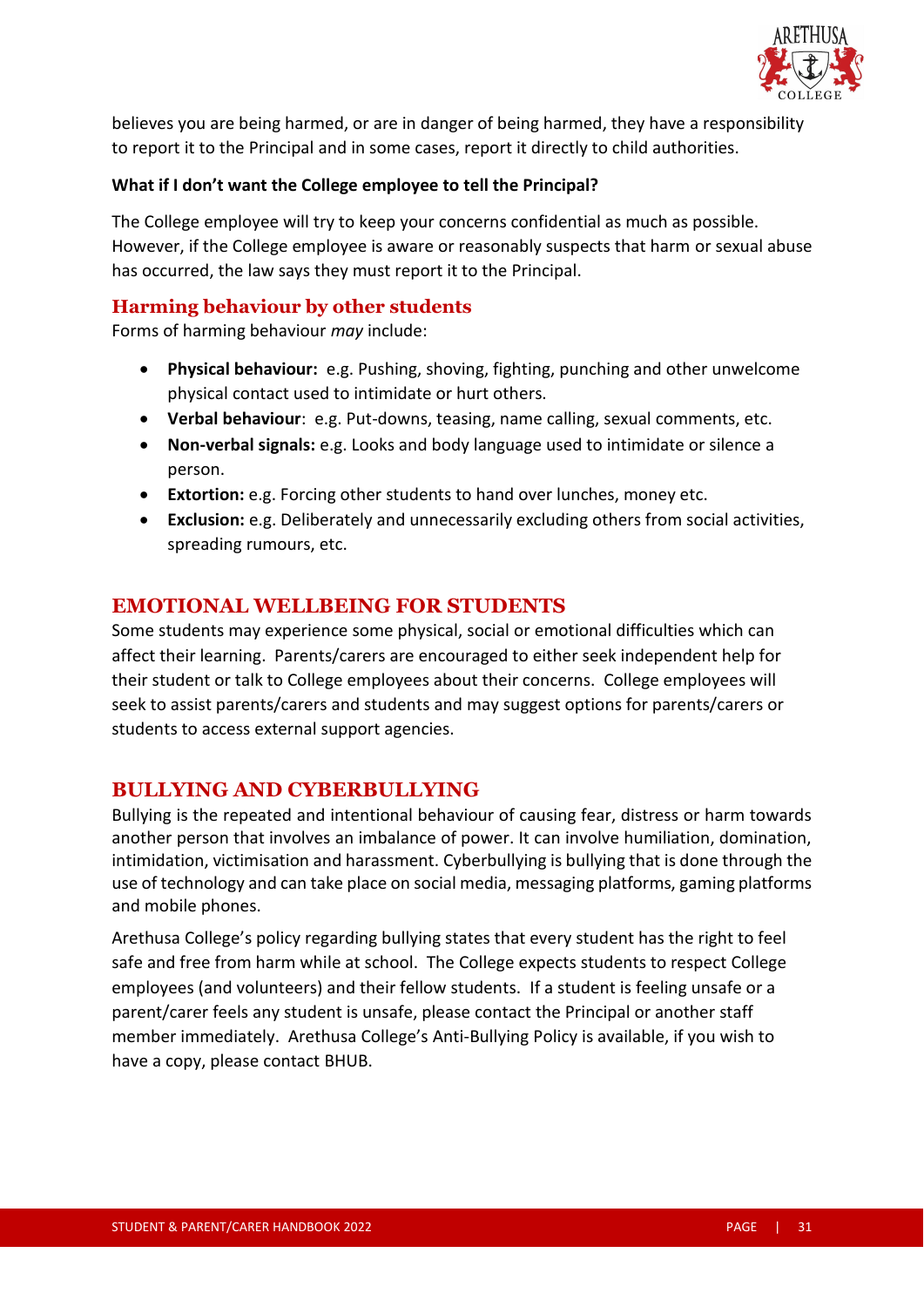believes you are being harmed, or are in danger of being harmed, they have a responsibility to report it to the Principal and in some cases, report it directly to child authorities.

**What if I don't want the College employee to tell the Principal?**

The College employee will try to keep your concerns confidential as much as possible. However, if the College employee is aware or reasonably suspects that harm or sexual abuse has occurred, the law says they must report it to the Principal.

### Harming behaviour by other students

Forms of harming behaviour *may* include:

- **Physical behaviour:** e.g. Pushing, shoving, fighting, punching and other unwelcome physical contact used to intimidate or hurt others.
- **Verbal behaviour**: e.g. Put-downs, teasing, name calling, sexual comments, etc.
- **Non-verbal signals:** e.g. Looks and body language used to intimidate or silence a person.
- **Extortion:** e.g. Forcing other students to hand over lunches, money etc.
- **Exclusion:** e.g. Deliberately and unnecessarily excluding others from social activities, spreading rumours, etc.

## EMOTIONAL WELLBEING FOR STUDENTS

Some students may experience some physical, social or emotional difficulties which can affect their learning. Parents/carers are encouraged to either seek independent help for their student or talk to College employees about their concerns. College employees will seek to assist parents/carers and students and may suggest options for parents/carers or students to access external support agencies.

## BULLYING AND CYBERBULLYING

Bullying is the repeated and intentional behaviour of causing fear, distress or harm towards another person that involves an imbalance of power. It can involve humiliation, domination, intimidation, victimisation and harassment. Cyberbullying is bullying that is done through the use of technology and can take place on social media, messaging platforms, gaming platforms and mobile phones.

Arethusa College's policy regarding bullying states that every student has the right to feel safe and free from harm while at school. The College expects students to respect College employees (and volunteers) and their fellow students. If a student is feeling unsafe or a parent/carer feels any student is unsafe, please contact the Principal or another staff member immediately. Arethusa College's Anti-Bullying Policy is available, if you wish to have a copy, please contact BHUB.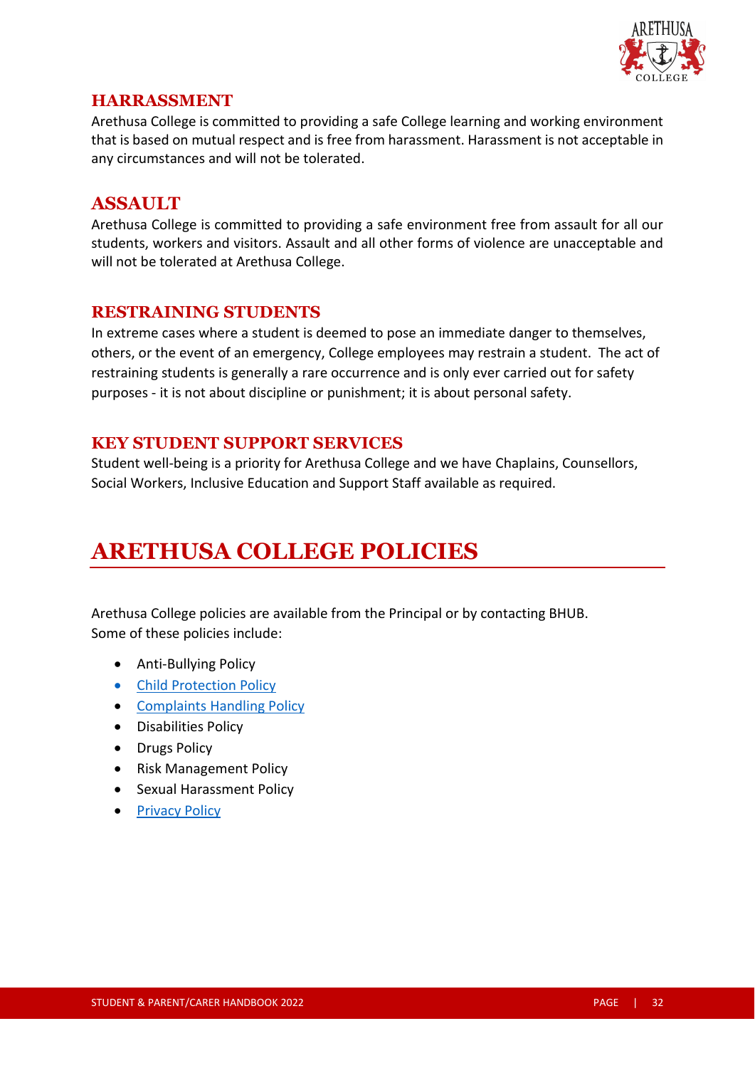## HARRASSMENT

Arethusa College is committed to providing a safe College learning and working environment that is based on mutual respect and is free from harassment. Harassment is not acceptable in any circumstances and will not be tolerated.

## ASSAULT

Arethusa College is committed to providing a safe environment free from assault for all our students, workers and visitors. Assault and all other forms of violence are unacceptable and will not be tolerated at Arethusa College.

## RESTRAINING STUDENTS

In extreme cases where a student is deemed to pose an immediate danger to themselves, others, or the event of an emergency, College employees may restrain a student. The act of restraining students is generally a rare occurrence and is only ever carried out for safety purposes - it is not about discipline or punishment; it is about personal safety.

## KEY STUDENT SUPPORT SERVICES

Student well-being is a priority for Arethusa College and we have Chaplains, Counsellors, Social Workers, Inclusive Education and Support Staff available as required.

# ARETHUSA COLLEGE POLICIES

Arethusa College policies are available from the Principal or by contacting BHUB.
Some of these policies include:

- Anti-Bullying Policy
- Child Protection Policy
- Complaints Handling Policy
- Disabilities Policy
- Drugs Policy
- Risk Management Policy
- Sexual Harassment Policy
- Privacy Policy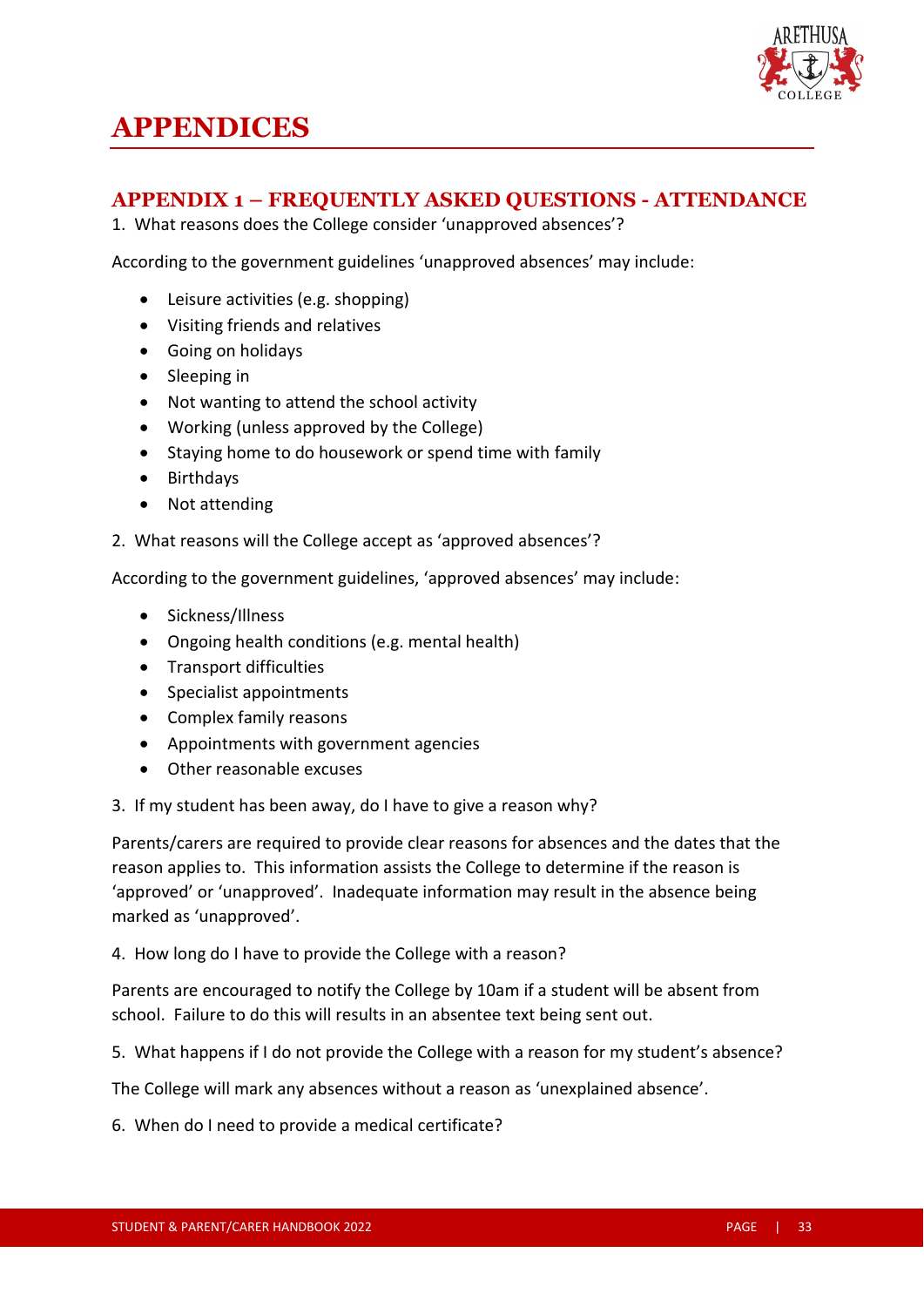# APPENDICES

## APPENDIX 1 – FREQUENTLY ASKED QUESTIONS - ATTENDANCE

1. What reasons does the College consider 'unapproved absences'?

According to the government guidelines 'unapproved absences' may include:

- Leisure activities (e.g. shopping)
- Visiting friends and relatives
- Going on holidays
- Sleeping in
- Not wanting to attend the school activity
- Working (unless approved by the College)
- Staying home to do housework or spend time with family
- Birthdays
- Not attending

2. What reasons will the College accept as 'approved absences'?

According to the government guidelines, 'approved absences' may include:

- Sickness/Illness
- Ongoing health conditions (e.g. mental health)
- Transport difficulties
- Specialist appointments
- Complex family reasons
- Appointments with government agencies
- Other reasonable excuses

3. If my student has been away, do I have to give a reason why?

Parents/carers are required to provide clear reasons for absences and the dates that the reason applies to. This information assists the College to determine if the reason is 'approved' or 'unapproved'. Inadequate information may result in the absence being marked as 'unapproved'.

4. How long do I have to provide the College with a reason?

Parents are encouraged to notify the College by 10am if a student will be absent from school. Failure to do this will results in an absentee text being sent out.

5. What happens if I do not provide the College with a reason for my student's absence?

The College will mark any absences without a reason as 'unexplained absence'.

6. When do I need to provide a medical certificate?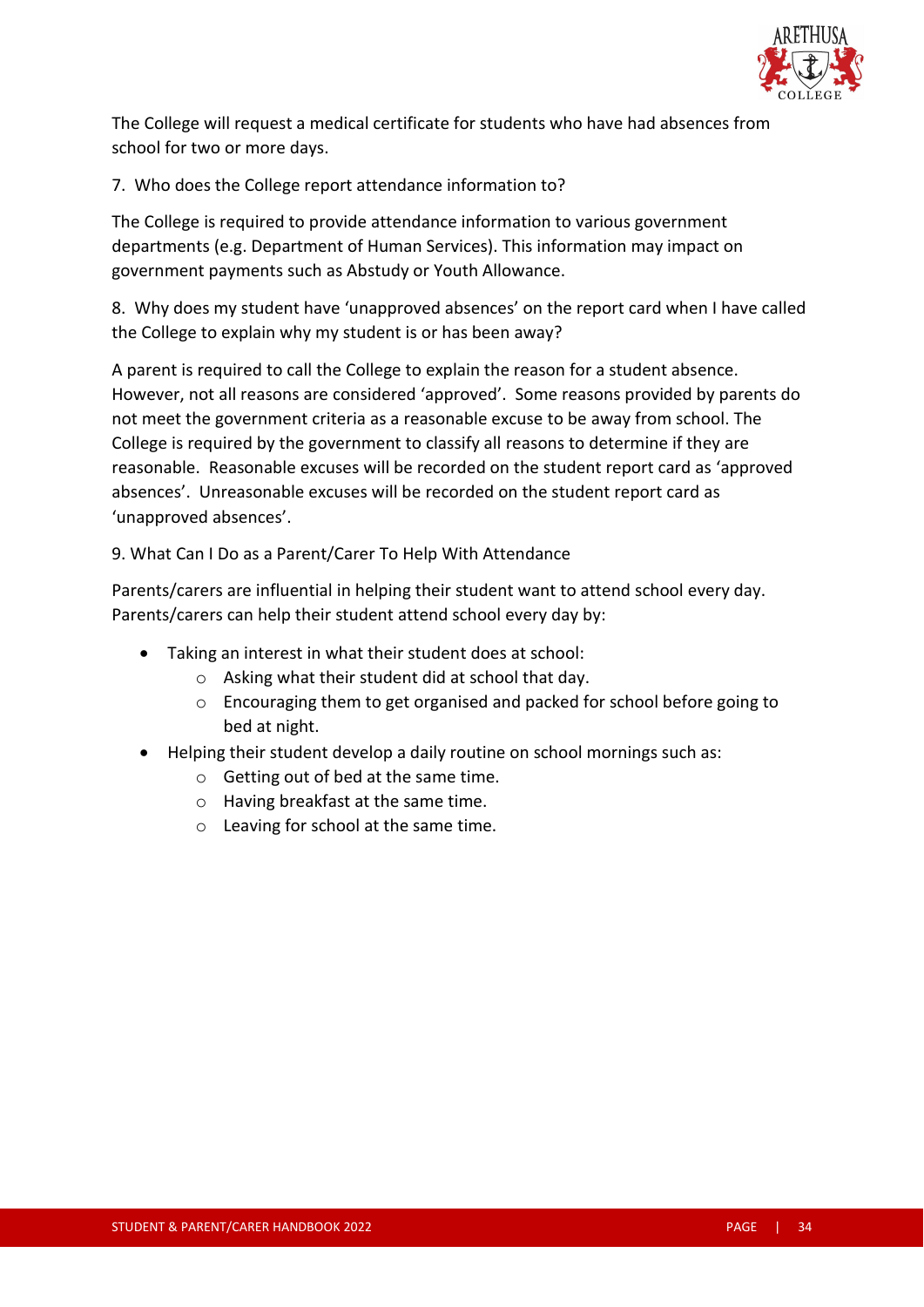The College will request a medical certificate for students who have had absences from school for two or more days.

7. Who does the College report attendance information to?

The College is required to provide attendance information to various government departments (e.g. Department of Human Services). This information may impact on government payments such as Abstudy or Youth Allowance.

8. Why does my student have 'unapproved absences' on the report card when I have called the College to explain why my student is or has been away?

A parent is required to call the College to explain the reason for a student absence. However, not all reasons are considered 'approved'. Some reasons provided by parents do not meet the government criteria as a reasonable excuse to be away from school. The College is required by the government to classify all reasons to determine if they are reasonable. Reasonable excuses will be recorded on the student report card as 'approved absences'. Unreasonable excuses will be recorded on the student report card as 'unapproved absences'.

9. What Can I Do as a Parent/Carer To Help With Attendance

Parents/carers are influential in helping their student want to attend school every day. Parents/carers can help their student attend school every day by:

- Taking an interest in what their student does at school:
  - Asking what their student did at school that day.
  - Encouraging them to get organised and packed for school before going to bed at night.
- Helping their student develop a daily routine on school mornings such as:
  - Getting out of bed at the same time.
  - Having breakfast at the same time.
  - Leaving for school at the same time.